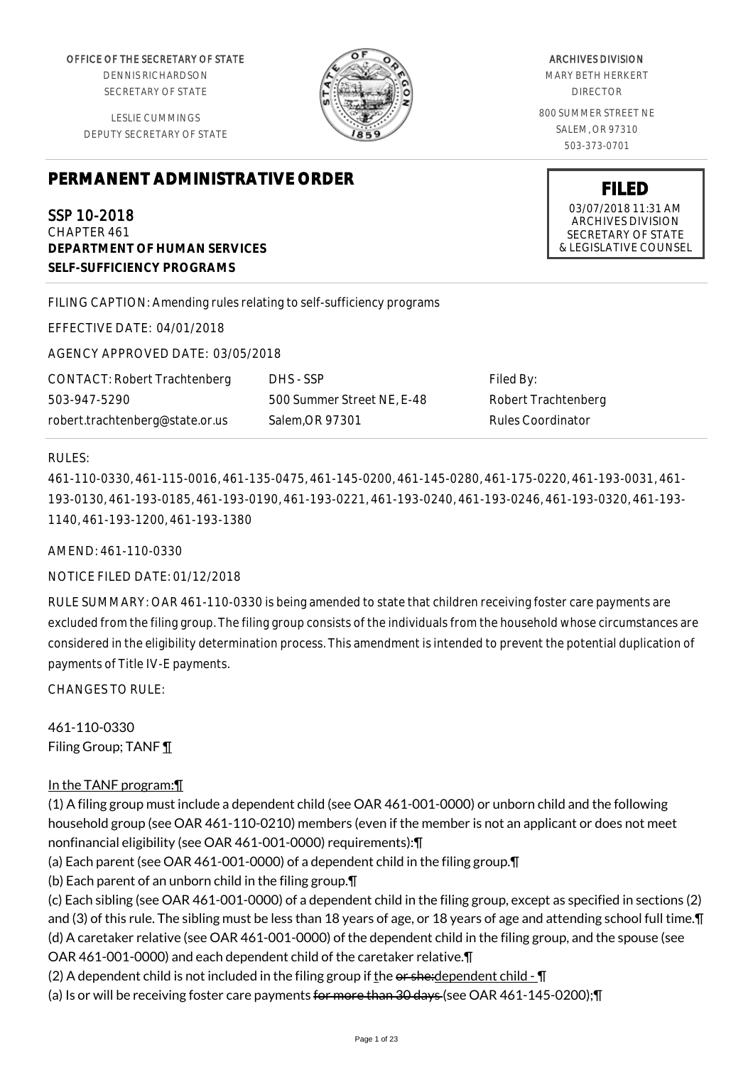OFFICE OF THE SECRETARY OF STATE
DENNIS RICHARDSON
SECRETARY OF STATE

LESLIE CUMMINGS
DEPUTY SECRETARY OF STATE

ARCHIVES DIVISION
MARY BETH HERKERT
DIRECTOR

800 SUMMER STREET NE
SALEM, OR 97310
503-373-0701

**FILED**
03/07/2018 11:31 AM
ARCHIVES DIVISION
SECRETARY OF STATE
& LEGISLATIVE COUNSEL

# PERMANENT ADMINISTRATIVE ORDER

## SSP 10-2018
CHAPTER 461
**DEPARTMENT OF HUMAN SERVICES**
**SELF-SUFFICIENCY PROGRAMS**

FILING CAPTION: Amending rules relating to self-sufficiency programs

EFFECTIVE DATE: 04/01/2018

AGENCY APPROVED DATE: 03/05/2018

| CONTACT: Robert Trachtenberg | DHS - SSP | Filed By: |
|---|---|---|
| 503-947-5290 | 500 Summer Street NE, E-48 | Robert Trachtenberg |
| robert.trachtenberg@state.or.us | Salem,OR 97301 | Rules Coordinator |

RULES:

461-110-0330, 461-115-0016, 461-135-0475, 461-145-0200, 461-145-0280, 461-175-0220, 461-193-0031, 461-193-0130, 461-193-0185, 461-193-0190, 461-193-0221, 461-193-0240, 461-193-0246, 461-193-0320, 461-193-1140, 461-193-1200, 461-193-1380

AMEND: 461-110-0330

NOTICE FILED DATE: 01/12/2018

RULE SUMMARY: OAR 461-110-0330 is being amended to state that children receiving foster care payments are excluded from the filing group. The filing group consists of the individuals from the household whose circumstances are considered in the eligibility determination process. This amendment is intended to prevent the potential duplication of payments of Title IV-E payments.

CHANGES TO RULE:

461-110-0330
Filing Group; TANF ¶

In the TANF program:¶

(1) A filing group must include a dependent child (see OAR 461-001-0000) or unborn child and the following household group (see OAR 461-110-0210) members (even if the member is not an applicant or does not meet nonfinancial eligibility (see OAR 461-001-0000) requirements):¶

(a) Each parent (see OAR 461-001-0000) of a dependent child in the filing group.¶

(b) Each parent of an unborn child in the filing group.¶

(c) Each sibling (see OAR 461-001-0000) of a dependent child in the filing group, except as specified in sections (2) and (3) of this rule. The sibling must be less than 18 years of age, or 18 years of age and attending school full time.¶

(d) A caretaker relative (see OAR 461-001-0000) of the dependent child in the filing group, and the spouse (see OAR 461-001-0000) and each dependent child of the caretaker relative.¶

(2) A dependent child is not included in the filing group if the ~~or she:~~dependent child - ¶

(a) Is or will be receiving foster care payments ~~for more than 30 days~~ (see OAR 461-145-0200);¶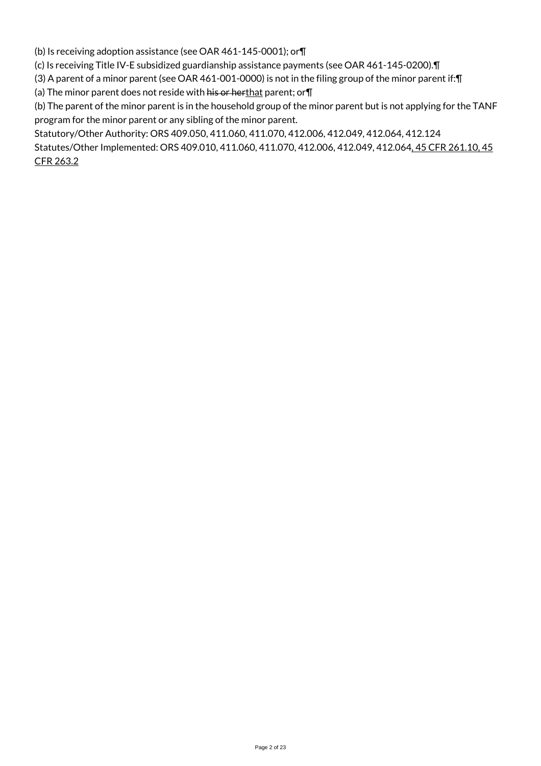(b) Is receiving adoption assistance (see OAR 461-145-0001); or¶

(c) Is receiving Title IV-E subsidized guardianship assistance payments (see OAR 461-145-0200).¶

(3) A parent of a minor parent (see OAR 461-001-0000) is not in the filing group of the minor parent if:¶

(a) The minor parent does not reside with ~~his or her~~that parent; or¶

(b) The parent of the minor parent is in the household group of the minor parent but is not applying for the TANF program for the minor parent or any sibling of the minor parent.

Statutory/Other Authority: ORS 409.050, 411.060, 411.070, 412.006, 412.049, 412.064, 412.124

Statutes/Other Implemented: ORS 409.010, 411.060, 411.070, 412.006, 412.049, 412.064, 45 CFR 261.10, 45 CFR 263.2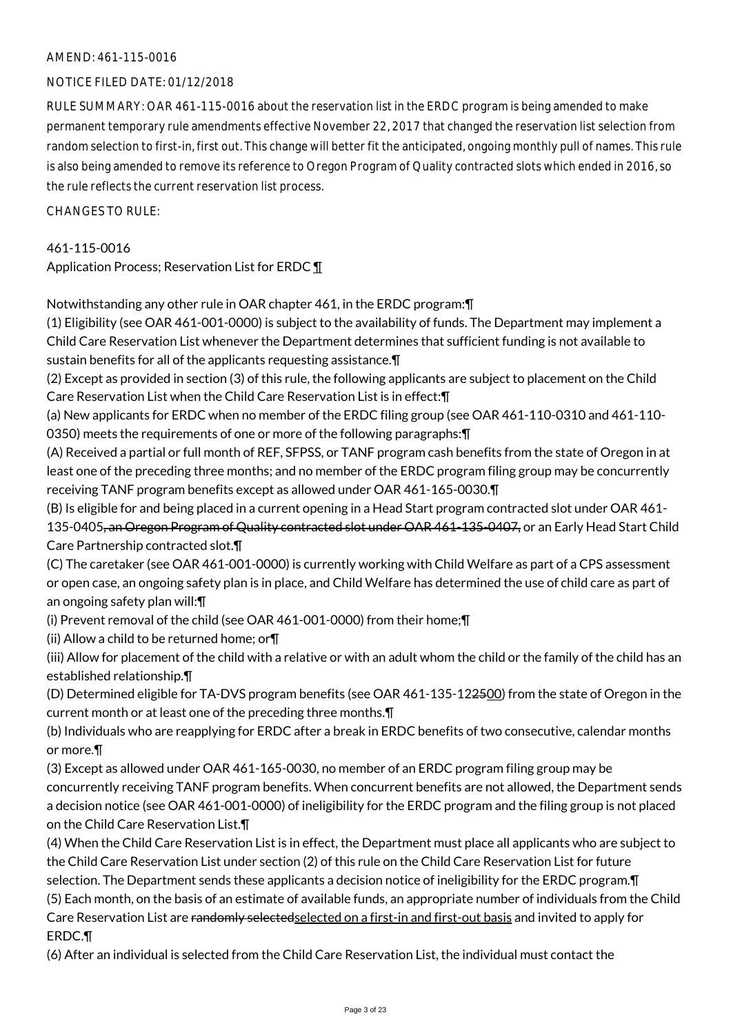AMEND: 461-115-0016

NOTICE FILED DATE: 01/12/2018

RULE SUMMARY: OAR 461-115-0016 about the reservation list in the ERDC program is being amended to make permanent temporary rule amendments effective November 22, 2017 that changed the reservation list selection from random selection to first-in, first out. This change will better fit the anticipated, ongoing monthly pull of names. This rule is also being amended to remove its reference to Oregon Program of Quality contracted slots which ended in 2016, so the rule reflects the current reservation list process.

CHANGES TO RULE:

461-115-0016
Application Process; Reservation List for ERDC ¶

Notwithstanding any other rule in OAR chapter 461, in the ERDC program:¶
(1) Eligibility (see OAR 461-001-0000) is subject to the availability of funds. The Department may implement a Child Care Reservation List whenever the Department determines that sufficient funding is not available to sustain benefits for all of the applicants requesting assistance.¶
(2) Except as provided in section (3) of this rule, the following applicants are subject to placement on the Child Care Reservation List when the Child Care Reservation List is in effect:¶
(a) New applicants for ERDC when no member of the ERDC filing group (see OAR 461-110-0310 and 461-110-0350) meets the requirements of one or more of the following paragraphs:¶
(A) Received a partial or full month of REF, SFPSS, or TANF program cash benefits from the state of Oregon in at least one of the preceding three months; and no member of the ERDC program filing group may be concurrently receiving TANF program benefits except as allowed under OAR 461-165-0030.¶
(B) Is eligible for and being placed in a current opening in a Head Start program contracted slot under OAR 461-135-0405~~, an Oregon Program of Quality contracted slot under OAR 461-135-0407,~~ or an Early Head Start Child Care Partnership contracted slot.¶
(C) The caretaker (see OAR 461-001-0000) is currently working with Child Welfare as part of a CPS assessment or open case, an ongoing safety plan is in place, and Child Welfare has determined the use of child care as part of an ongoing safety plan will:¶
(i) Prevent removal of the child (see OAR 461-001-0000) from their home;¶
(ii) Allow a child to be returned home; or¶
(iii) Allow for placement of the child with a relative or with an adult whom the child or the family of the child has an established relationship.¶
(D) Determined eligible for TA-DVS program benefits (see OAR 461-135-12~~25~~00) from the state of Oregon in the current month or at least one of the preceding three months.¶
(b) Individuals who are reapplying for ERDC after a break in ERDC benefits of two consecutive, calendar months or more.¶
(3) Except as allowed under OAR 461-165-0030, no member of an ERDC program filing group may be concurrently receiving TANF program benefits. When concurrent benefits are not allowed, the Department sends a decision notice (see OAR 461-001-0000) of ineligibility for the ERDC program and the filing group is not placed on the Child Care Reservation List.¶
(4) When the Child Care Reservation List is in effect, the Department must place all applicants who are subject to the Child Care Reservation List under section (2) of this rule on the Child Care Reservation List for future selection. The Department sends these applicants a decision notice of ineligibility for the ERDC program.¶
(5) Each month, on the basis of an estimate of available funds, an appropriate number of individuals from the Child Care Reservation List are ~~randomly selected~~selected on a first-in and first-out basis and invited to apply for ERDC.¶
(6) After an individual is selected from the Child Care Reservation List, the individual must contact the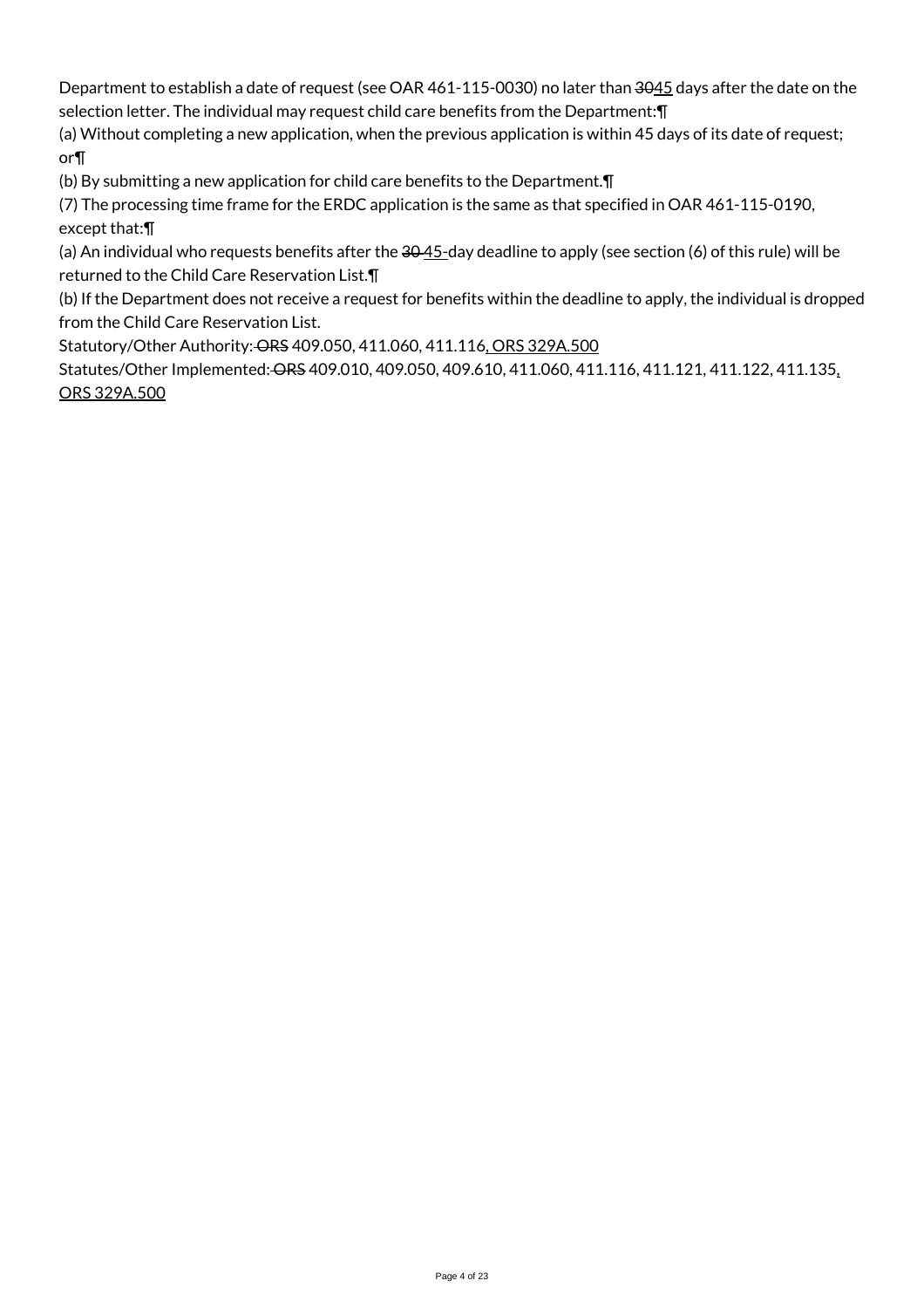Department to establish a date of request (see OAR 461-115-0030) no later than ~~30~~45 days after the date on the selection letter. The individual may request child care benefits from the Department:¶

(a) Without completing a new application, when the previous application is within 45 days of its date of request; or¶

(b) By submitting a new application for child care benefits to the Department.¶

(7) The processing time frame for the ERDC application is the same as that specified in OAR 461-115-0190, except that:¶

(a) An individual who requests benefits after the ~~30~~ 45-day deadline to apply (see section (6) of this rule) will be returned to the Child Care Reservation List.¶

(b) If the Department does not receive a request for benefits within the deadline to apply, the individual is dropped from the Child Care Reservation List.

Statutory/Other Authority: ~~ORS~~ 409.050, 411.060, 411.116, ORS 329A.500

Statutes/Other Implemented: ~~ORS~~ 409.010, 409.050, 409.610, 411.060, 411.116, 411.121, 411.122, 411.135, ORS 329A.500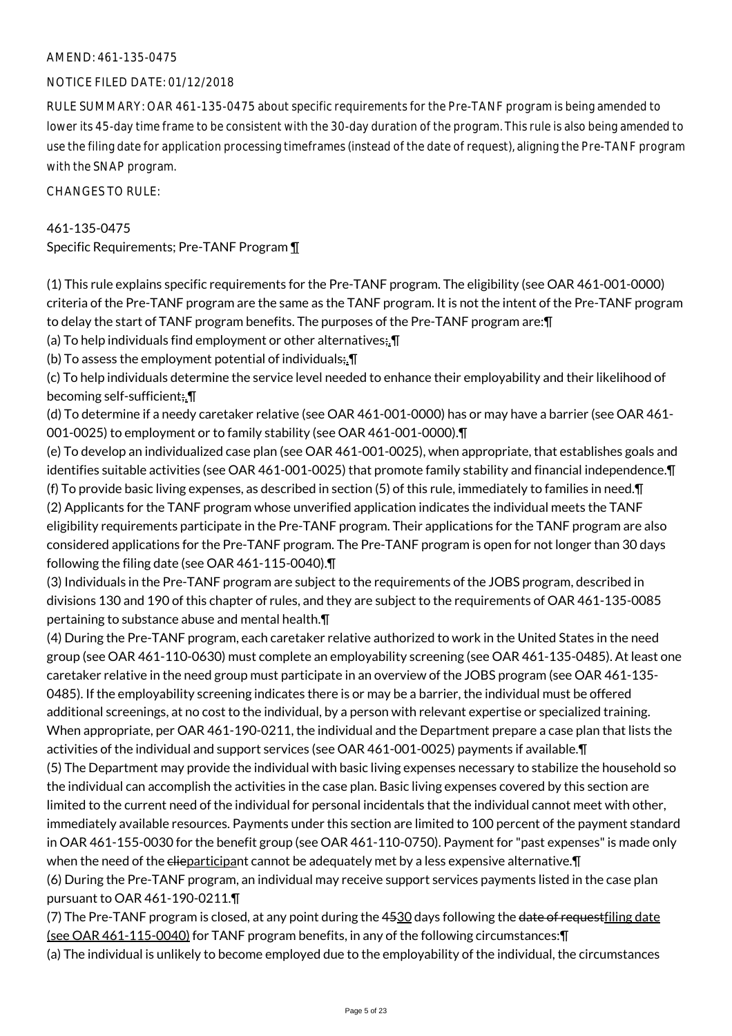AMEND: 461-135-0475

NOTICE FILED DATE: 01/12/2018

RULE SUMMARY: OAR 461-135-0475 about specific requirements for the Pre-TANF program is being amended to lower its 45-day time frame to be consistent with the 30-day duration of the program. This rule is also being amended to use the filing date for application processing timeframes (instead of the date of request), aligning the Pre-TANF program with the SNAP program.

CHANGES TO RULE:

461-135-0475
Specific Requirements; Pre-TANF Program ¶

(1) This rule explains specific requirements for the Pre-TANF program. The eligibility (see OAR 461-001-0000) criteria of the Pre-TANF program are the same as the TANF program. It is not the intent of the Pre-TANF program to delay the start of TANF program benefits. The purposes of the Pre-TANF program are:¶
(a) To help individuals find employment or other alternatives;.¶
(b) To assess the employment potential of individuals;.¶
(c) To help individuals determine the service level needed to enhance their employability and their likelihood of becoming self-sufficient;.¶
(d) To determine if a needy caretaker relative (see OAR 461-001-0000) has or may have a barrier (see OAR 461-001-0025) to employment or to family stability (see OAR 461-001-0000).¶
(e) To develop an individualized case plan (see OAR 461-001-0025), when appropriate, that establishes goals and identifies suitable activities (see OAR 461-001-0025) that promote family stability and financial independence.¶
(f) To provide basic living expenses, as described in section (5) of this rule, immediately to families in need.¶
(2) Applicants for the TANF program whose unverified application indicates the individual meets the TANF eligibility requirements participate in the Pre-TANF program. Their applications for the TANF program are also considered applications for the Pre-TANF program. The Pre-TANF program is open for not longer than 30 days following the filing date (see OAR 461-115-0040).¶
(3) Individuals in the Pre-TANF program are subject to the requirements of the JOBS program, described in divisions 130 and 190 of this chapter of rules, and they are subject to the requirements of OAR 461-135-0085 pertaining to substance abuse and mental health.¶
(4) During the Pre-TANF program, each caretaker relative authorized to work in the United States in the need group (see OAR 461-110-0630) must complete an employability screening (see OAR 461-135-0485). At least one caretaker relative in the need group must participate in an overview of the JOBS program (see OAR 461-135-0485). If the employability screening indicates there is or may be a barrier, the individual must be offered additional screenings, at no cost to the individual, by a person with relevant expertise or specialized training. When appropriate, per OAR 461-190-0211, the individual and the Department prepare a case plan that lists the activities of the individual and support services (see OAR 461-001-0025) payments if available.¶
(5) The Department may provide the individual with basic living expenses necessary to stabilize the household so the individual can accomplish the activities in the case plan. Basic living expenses covered by this section are limited to the current need of the individual for personal incidentals that the individual cannot meet with other, immediately available resources. Payments under this section are limited to 100 percent of the payment standard in OAR 461-155-0030 for the benefit group (see OAR 461-110-0750). Payment for "past expenses" is made only when the need of the clieparticipant cannot be adequately met by a less expensive alternative.¶
(6) During the Pre-TANF program, an individual may receive support services payments listed in the case plan pursuant to OAR 461-190-0211.¶
(7) The Pre-TANF program is closed, at any point during the 4530 days following the date of requestfiling date (see OAR 461-115-0040) for TANF program benefits, in any of the following circumstances:¶
(a) The individual is unlikely to become employed due to the employability of the individual, the circumstances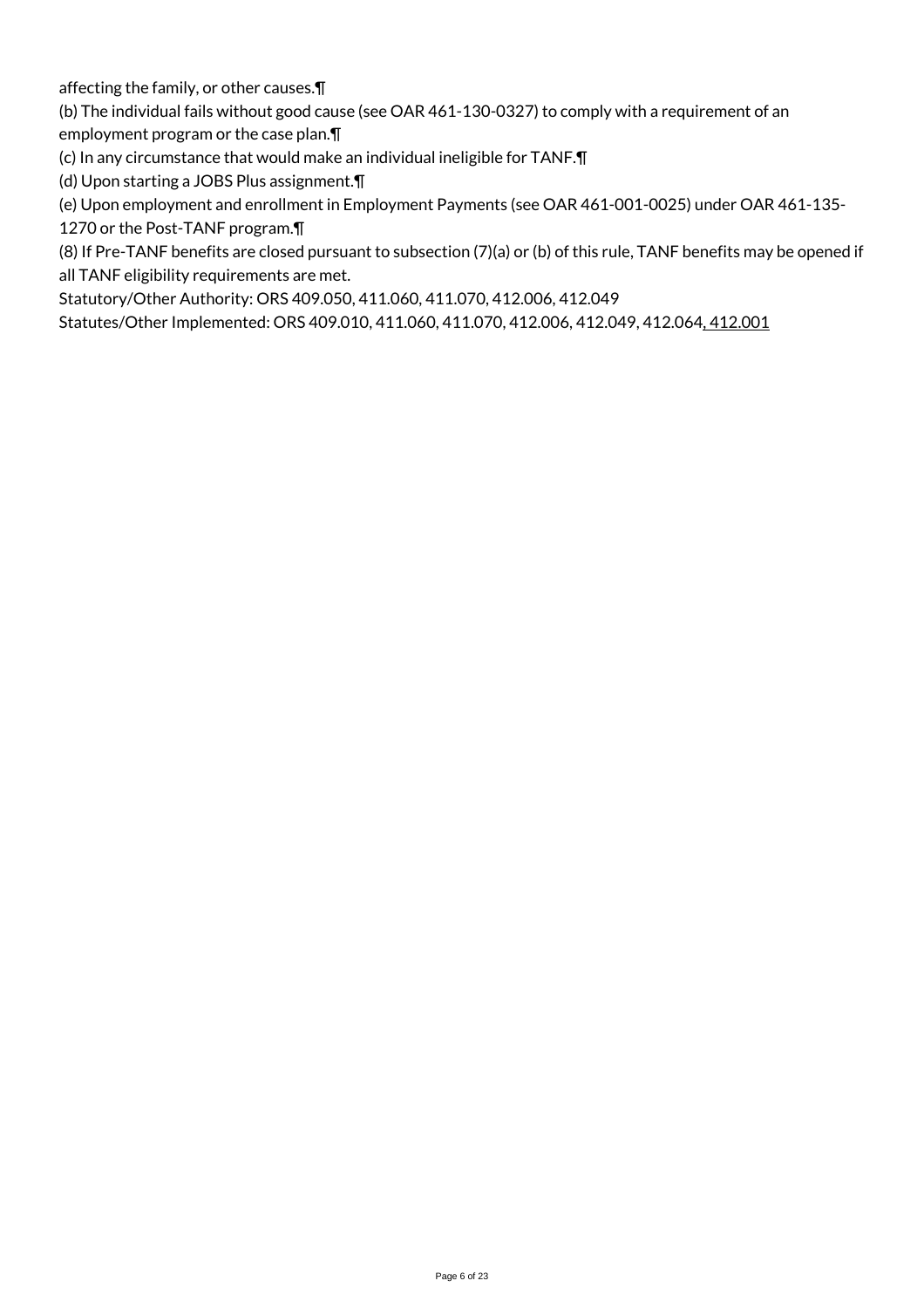affecting the family, or other causes.¶

(b) The individual fails without good cause (see OAR 461-130-0327) to comply with a requirement of an employment program or the case plan.¶

(c) In any circumstance that would make an individual ineligible for TANF.¶

(d) Upon starting a JOBS Plus assignment.¶

(e) Upon employment and enrollment in Employment Payments (see OAR 461-001-0025) under OAR 461-135-1270 or the Post-TANF program.¶

(8) If Pre-TANF benefits are closed pursuant to subsection (7)(a) or (b) of this rule, TANF benefits may be opened if all TANF eligibility requirements are met.

Statutory/Other Authority: ORS 409.050, 411.060, 411.070, 412.006, 412.049

Statutes/Other Implemented: ORS 409.010, 411.060, 411.070, 412.006, 412.049, 412.064, 412.001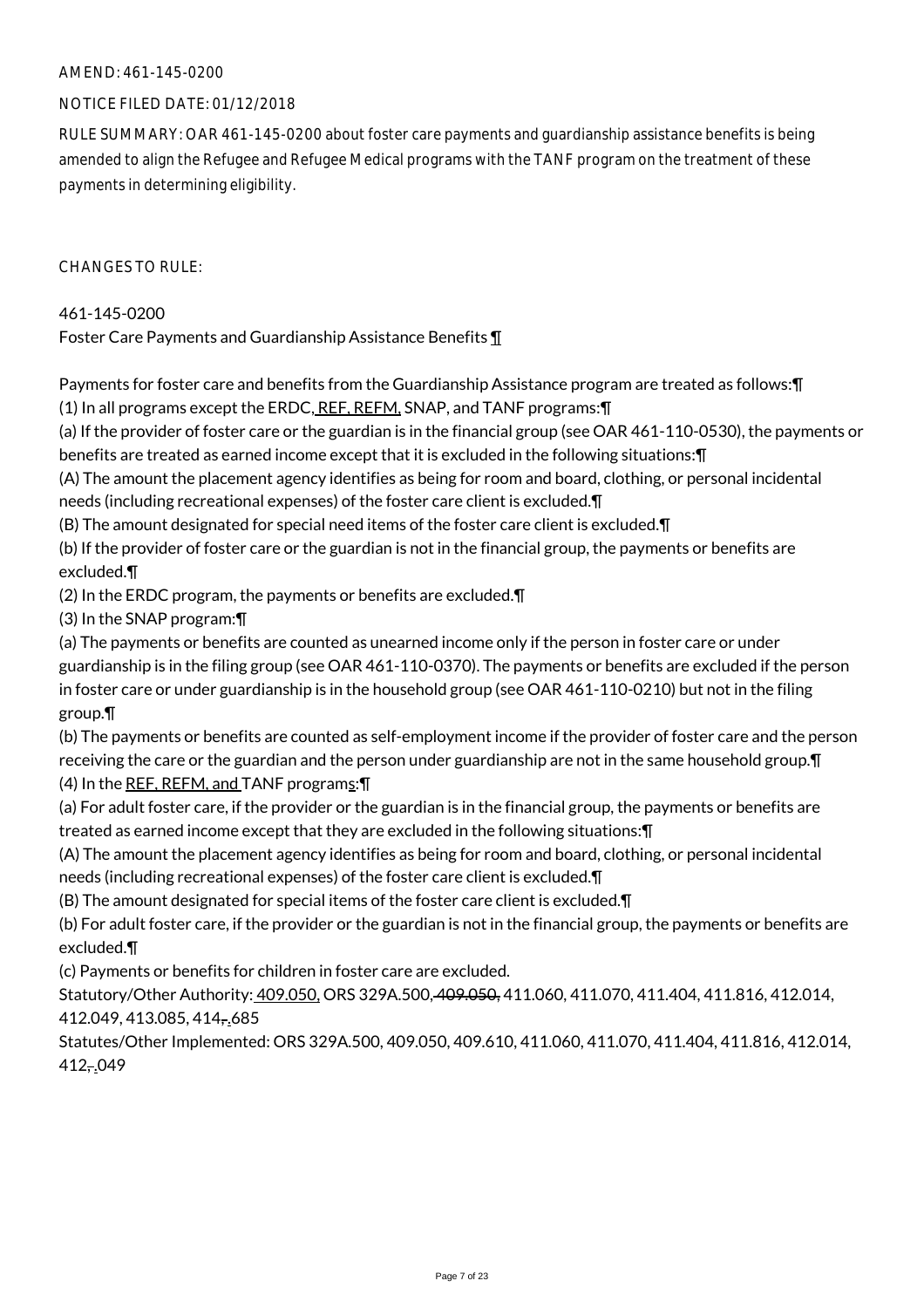AMEND: 461-145-0200

NOTICE FILED DATE: 01/12/2018

RULE SUMMARY: OAR 461-145-0200 about foster care payments and guardianship assistance benefits is being amended to align the Refugee and Refugee Medical programs with the TANF program on the treatment of these payments in determining eligibility.

CHANGES TO RULE:

461-145-0200
Foster Care Payments and Guardianship Assistance Benefits ¶

Payments for foster care and benefits from the Guardianship Assistance program are treated as follows:¶
(1) In all programs except the ERDC, REF, REFM, SNAP, and TANF programs:¶
(a) If the provider of foster care or the guardian is in the financial group (see OAR 461-110-0530), the payments or benefits are treated as earned income except that it is excluded in the following situations:¶
(A) The amount the placement agency identifies as being for room and board, clothing, or personal incidental needs (including recreational expenses) of the foster care client is excluded.¶
(B) The amount designated for special need items of the foster care client is excluded.¶
(b) If the provider of foster care or the guardian is not in the financial group, the payments or benefits are excluded.¶
(2) In the ERDC program, the payments or benefits are excluded.¶
(3) In the SNAP program:¶
(a) The payments or benefits are counted as unearned income only if the person in foster care or under guardianship is in the filing group (see OAR 461-110-0370). The payments or benefits are excluded if the person in foster care or under guardianship is in the household group (see OAR 461-110-0210) but not in the filing group.¶
(b) The payments or benefits are counted as self-employment income if the provider of foster care and the person receiving the care or the guardian and the person under guardianship are not in the same household group.¶
(4) In the REF, REFM, and TANF programs:¶
(a) For adult foster care, if the provider or the guardian is in the financial group, the payments or benefits are treated as earned income except that they are excluded in the following situations:¶
(A) The amount the placement agency identifies as being for room and board, clothing, or personal incidental needs (including recreational expenses) of the foster care client is excluded.¶
(B) The amount designated for special items of the foster care client is excluded.¶
(b) For adult foster care, if the provider or the guardian is not in the financial group, the payments or benefits are excluded.¶
(c) Payments or benefits for children in foster care are excluded.
Statutory/Other Authority: 409.050, ORS 329A.500, ~~409.050,~~ 411.060, 411.070, 411.404, 411.816, 412.014, 412.049, 413.085, 414~~,~~.685
Statutes/Other Implemented: ORS 329A.500, 409.050, 409.610, 411.060, 411.070, 411.404, 411.816, 412.014, 412~~,~~.049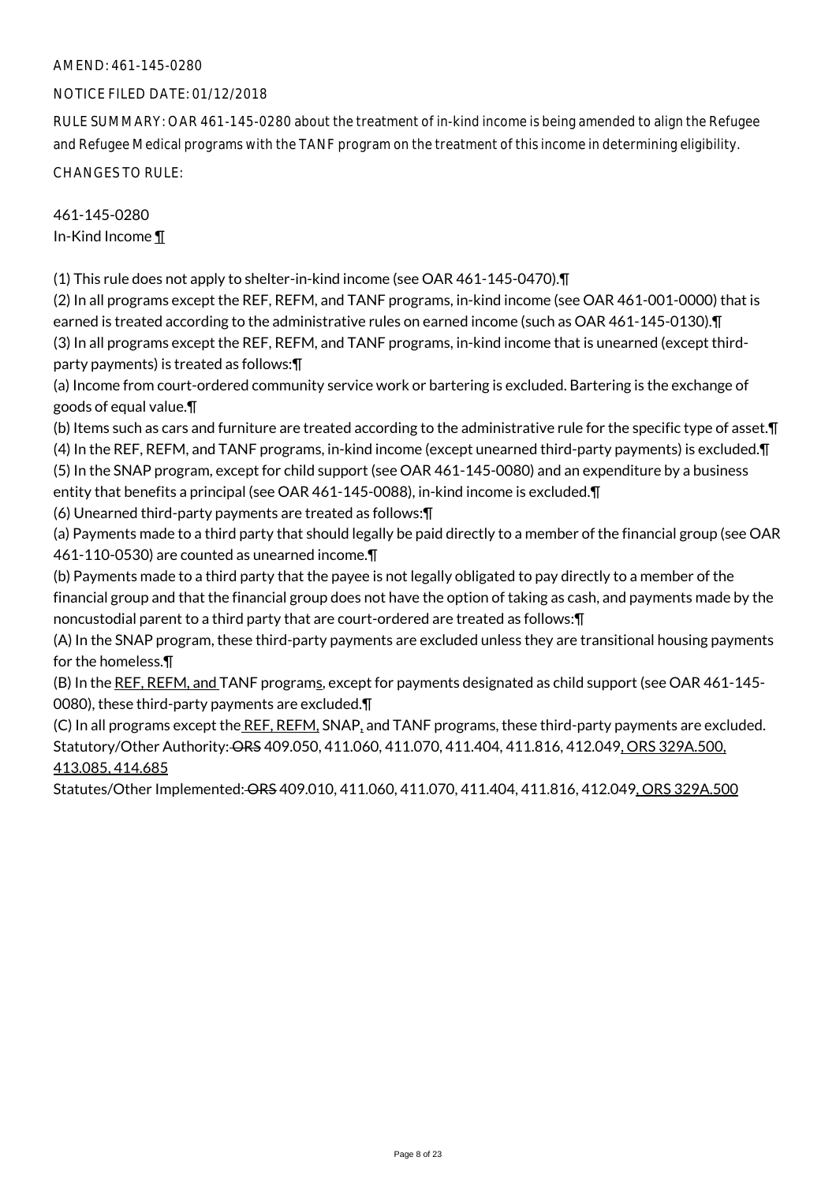AMEND: 461-145-0280

NOTICE FILED DATE: 01/12/2018

RULE SUMMARY: OAR 461-145-0280 about the treatment of in-kind income is being amended to align the Refugee and Refugee Medical programs with the TANF program on the treatment of this income in determining eligibility.

CHANGES TO RULE:

461-145-0280
In-Kind Income ¶

(1) This rule does not apply to shelter-in-kind income (see OAR 461-145-0470).¶
(2) In all programs except the REF, REFM, and TANF programs, in-kind income (see OAR 461-001-0000) that is earned is treated according to the administrative rules on earned income (such as OAR 461-145-0130).¶
(3) In all programs except the REF, REFM, and TANF programs, in-kind income that is unearned (except third-party payments) is treated as follows:¶
(a) Income from court-ordered community service work or bartering is excluded. Bartering is the exchange of goods of equal value.¶
(b) Items such as cars and furniture are treated according to the administrative rule for the specific type of asset.¶
(4) In the REF, REFM, and TANF programs, in-kind income (except unearned third-party payments) is excluded.¶
(5) In the SNAP program, except for child support (see OAR 461-145-0080) and an expenditure by a business entity that benefits a principal (see OAR 461-145-0088), in-kind income is excluded.¶
(6) Unearned third-party payments are treated as follows:¶
(a) Payments made to a third party that should legally be paid directly to a member of the financial group (see OAR 461-110-0530) are counted as unearned income.¶
(b) Payments made to a third party that the payee is not legally obligated to pay directly to a member of the financial group and that the financial group does not have the option of taking as cash, and payments made by the noncustodial parent to a third party that are court-ordered are treated as follows:¶
(A) In the SNAP program, these third-party payments are excluded unless they are transitional housing payments for the homeless.¶
(B) In the REF, REFM, and TANF programs, except for payments designated as child support (see OAR 461-145-0080), these third-party payments are excluded.¶
(C) In all programs except the REF, REFM, SNAP, and TANF programs, these third-party payments are excluded.
Statutory/Other Authority: ~~ORS~~ 409.050, 411.060, 411.070, 411.404, 411.816, 412.049, ORS 329A.500, 413.085, 414.685
Statutes/Other Implemented: ~~ORS~~ 409.010, 411.060, 411.070, 411.404, 411.816, 412.049, ORS 329A.500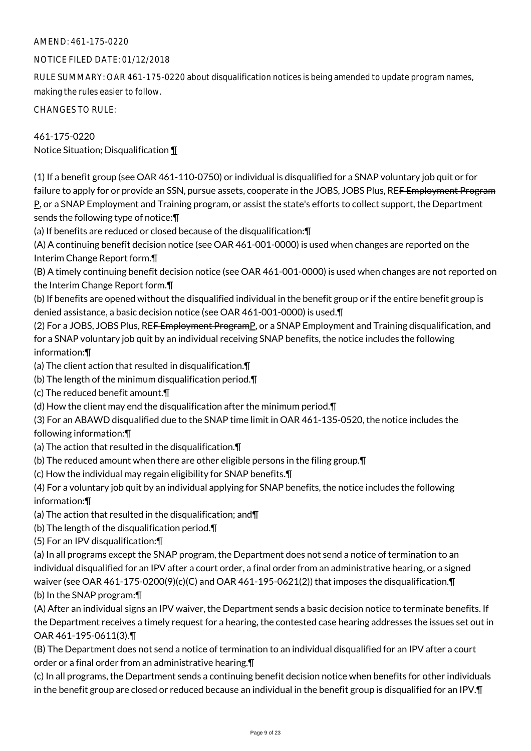AMEND: 461-175-0220

NOTICE FILED DATE: 01/12/2018

RULE SUMMARY: OAR 461-175-0220 about disqualification notices is being amended to update program names, making the rules easier to follow.

CHANGES TO RULE:

461-175-0220
Notice Situation; Disqualification ¶

(1) If a benefit group (see OAR 461-110-0750) or individual is disqualified for a SNAP voluntary job quit or for failure to apply for or provide an SSN, pursue assets, cooperate in the JOBS, JOBS Plus, RE~~F Employment Program~~ P, or a SNAP Employment and Training program, or assist the state's efforts to collect support, the Department sends the following type of notice:¶

(a) If benefits are reduced or closed because of the disqualification:¶

(A) A continuing benefit decision notice (see OAR 461-001-0000) is used when changes are reported on the Interim Change Report form.¶

(B) A timely continuing benefit decision notice (see OAR 461-001-0000) is used when changes are not reported on the Interim Change Report form.¶

(b) If benefits are opened without the disqualified individual in the benefit group or if the entire benefit group is denied assistance, a basic decision notice (see OAR 461-001-0000) is used.¶

(2) For a JOBS, JOBS Plus, RE~~F Employment Program~~P, or a SNAP Employment and Training disqualification, and for a SNAP voluntary job quit by an individual receiving SNAP benefits, the notice includes the following information:¶

(a) The client action that resulted in disqualification.¶

(b) The length of the minimum disqualification period.¶

(c) The reduced benefit amount.¶

(d) How the client may end the disqualification after the minimum period.¶

(3) For an ABAWD disqualified due to the SNAP time limit in OAR 461-135-0520, the notice includes the following information:¶

(a) The action that resulted in the disqualification.¶

(b) The reduced amount when there are other eligible persons in the filing group.¶

(c) How the individual may regain eligibility for SNAP benefits.¶

(4) For a voluntary job quit by an individual applying for SNAP benefits, the notice includes the following information:¶

(a) The action that resulted in the disqualification; and¶

(b) The length of the disqualification period.¶

(5) For an IPV disqualification:¶

(a) In all programs except the SNAP program, the Department does not send a notice of termination to an individual disqualified for an IPV after a court order, a final order from an administrative hearing, or a signed waiver (see OAR 461-175-0200(9)(c)(C) and OAR 461-195-0621(2)) that imposes the disqualification.¶

(b) In the SNAP program:¶

(A) After an individual signs an IPV waiver, the Department sends a basic decision notice to terminate benefits. If the Department receives a timely request for a hearing, the contested case hearing addresses the issues set out in OAR 461-195-0611(3).¶

(B) The Department does not send a notice of termination to an individual disqualified for an IPV after a court order or a final order from an administrative hearing.¶

(c) In all programs, the Department sends a continuing benefit decision notice when benefits for other individuals in the benefit group are closed or reduced because an individual in the benefit group is disqualified for an IPV.¶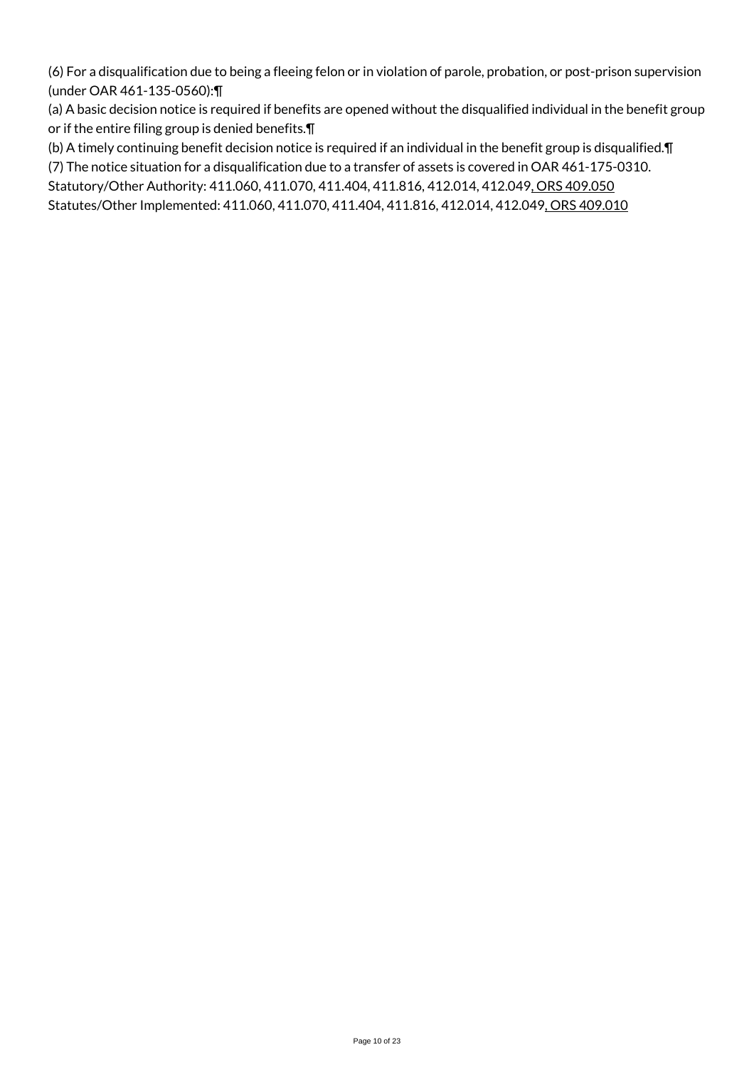(6) For a disqualification due to being a fleeing felon or in violation of parole, probation, or post-prison supervision (under OAR 461-135-0560):¶

(a) A basic decision notice is required if benefits are opened without the disqualified individual in the benefit group or if the entire filing group is denied benefits.¶

(b) A timely continuing benefit decision notice is required if an individual in the benefit group is disqualified.¶

(7) The notice situation for a disqualification due to a transfer of assets is covered in OAR 461-175-0310.

Statutory/Other Authority: 411.060, 411.070, 411.404, 411.816, 412.014, 412.049, ORS 409.050

Statutes/Other Implemented: 411.060, 411.070, 411.404, 411.816, 412.014, 412.049, ORS 409.010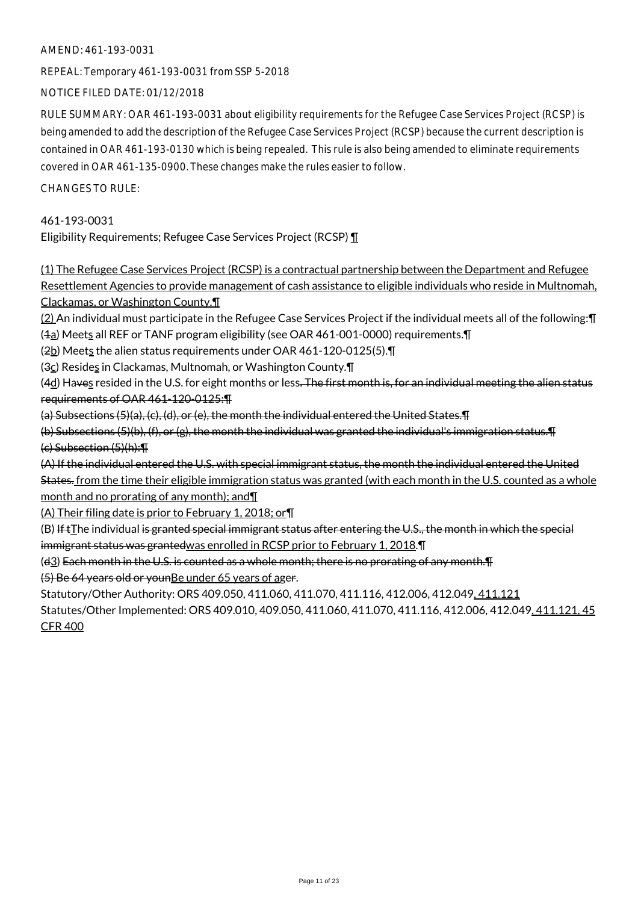AMEND: 461-193-0031

REPEAL: Temporary 461-193-0031 from SSP 5-2018

NOTICE FILED DATE: 01/12/2018

RULE SUMMARY: OAR 461-193-0031 about eligibility requirements for the Refugee Case Services Project (RCSP) is being amended to add the description of the Refugee Case Services Project (RCSP) because the current description is contained in OAR 461-193-0130 which is being repealed. This rule is also being amended to eliminate requirements covered in OAR 461-135-0900. These changes make the rules easier to follow.

CHANGES TO RULE:

461-193-0031
Eligibility Requirements; Refugee Case Services Project (RCSP) ¶

(1) The Refugee Case Services Project (RCSP) is a contractual partnership between the Department and Refugee Resettlement Agencies to provide management of cash assistance to eligible individuals who reside in Multnomah, Clackamas, or Washington County.¶
(2) An individual must participate in the Refugee Case Services Project if the individual meets all of the following:¶
(1a) Meets all REF or TANF program eligibility (see OAR 461-001-0000) requirements.¶
(2b) Meets the alien status requirements under OAR 461-120-0125(5).¶
(3c) Resides in Clackamas, Multnomah, or Washington County.¶
(4d) Haves resided in the U.S. for eight months or less. The first month is, for an individual meeting the alien status requirements of OAR 461-120-0125:¶
(a) Subsections (5)(a), (c), (d), or (e), the month the individual entered the United States.¶
(b) Subsections (5)(b), (f), or (g), the month the individual was granted the individual's immigration status.¶
(c) Subsection (5)(h):¶
(A) If the individual entered the U.S. with special immigrant status, the month the individual entered the United States. from the time their eligible immigration status was granted (with each month in the U.S. counted as a whole month and no prorating of any month); and¶
(A) Their filing date is prior to February 1, 2018; or¶
(B) If tThe individual is granted special immigrant status after entering the U.S., the month in which the special immigrant status was grantedwas enrolled in RCSP prior to February 1, 2018.¶
(d3) Each month in the U.S. is counted as a whole month; there is no prorating of any month.¶
(5) Be 64 years old or younBe under 65 years of ager.

Statutory/Other Authority: ORS 409.050, 411.060, 411.070, 411.116, 412.006, 412.049, 411.121
Statutes/Other Implemented: ORS 409.010, 409.050, 411.060, 411.070, 411.116, 412.006, 412.049, 411.121, 45 CFR 400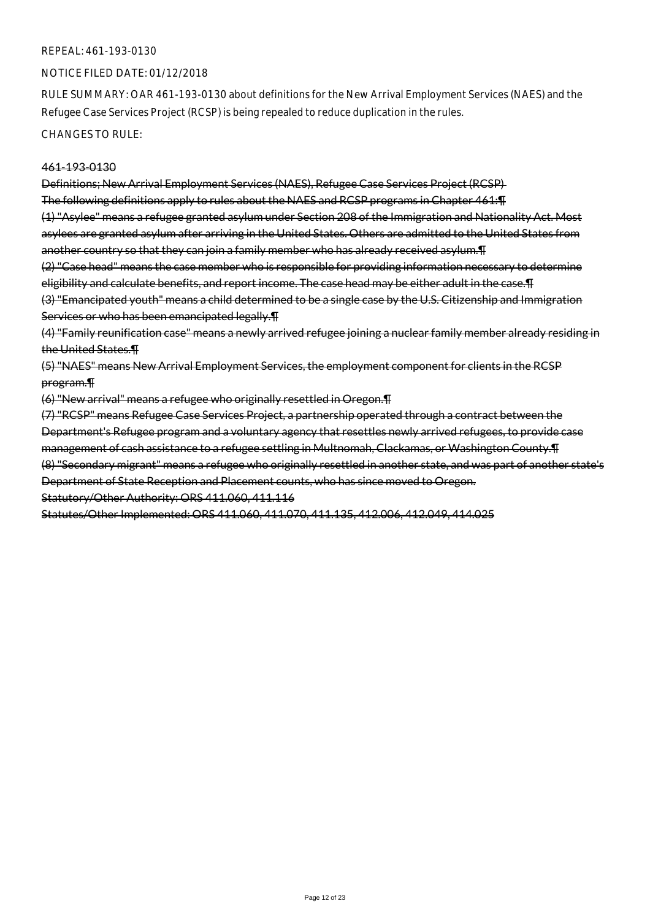REPEAL: 461-193-0130

NOTICE FILED DATE: 01/12/2018

RULE SUMMARY: OAR 461-193-0130 about definitions for the New Arrival Employment Services (NAES) and the Refugee Case Services Project (RCSP) is being repealed to reduce duplication in the rules.

CHANGES TO RULE:

~~461-193-0130~~

~~Definitions; New Arrival Employment Services (NAES), Refugee Case Services Project (RCSP)~~

~~The following definitions apply to rules about the NAES and RCSP programs in Chapter 461:¶~~

~~(1) "Asylee" means a refugee granted asylum under Section 208 of the Immigration and Nationality Act. Most asylees are granted asylum after arriving in the United States. Others are admitted to the United States from another country so that they can join a family member who has already received asylum.¶~~

~~(2) "Case head" means the case member who is responsible for providing information necessary to determine eligibility and calculate benefits, and report income. The case head may be either adult in the case.¶~~

~~(3) "Emancipated youth" means a child determined to be a single case by the U.S. Citizenship and Immigration Services or who has been emancipated legally.¶~~

~~(4) "Family reunification case" means a newly arrived refugee joining a nuclear family member already residing in the United States.¶~~

~~(5) "NAES" means New Arrival Employment Services, the employment component for clients in the RCSP program.¶~~

~~(6) "New arrival" means a refugee who originally resettled in Oregon.¶~~

~~(7) "RCSP" means Refugee Case Services Project, a partnership operated through a contract between the Department's Refugee program and a voluntary agency that resettles newly arrived refugees, to provide case management of cash assistance to a refugee settling in Multnomah, Clackamas, or Washington County.¶~~

~~(8) "Secondary migrant" means a refugee who originally resettled in another state, and was part of another state's Department of State Reception and Placement counts, who has since moved to Oregon.~~

~~Statutory/Other Authority: ORS 411.060, 411.116~~

~~Statutes/Other Implemented: ORS 411.060, 411.070, 411.135, 412.006, 412.049, 414.025~~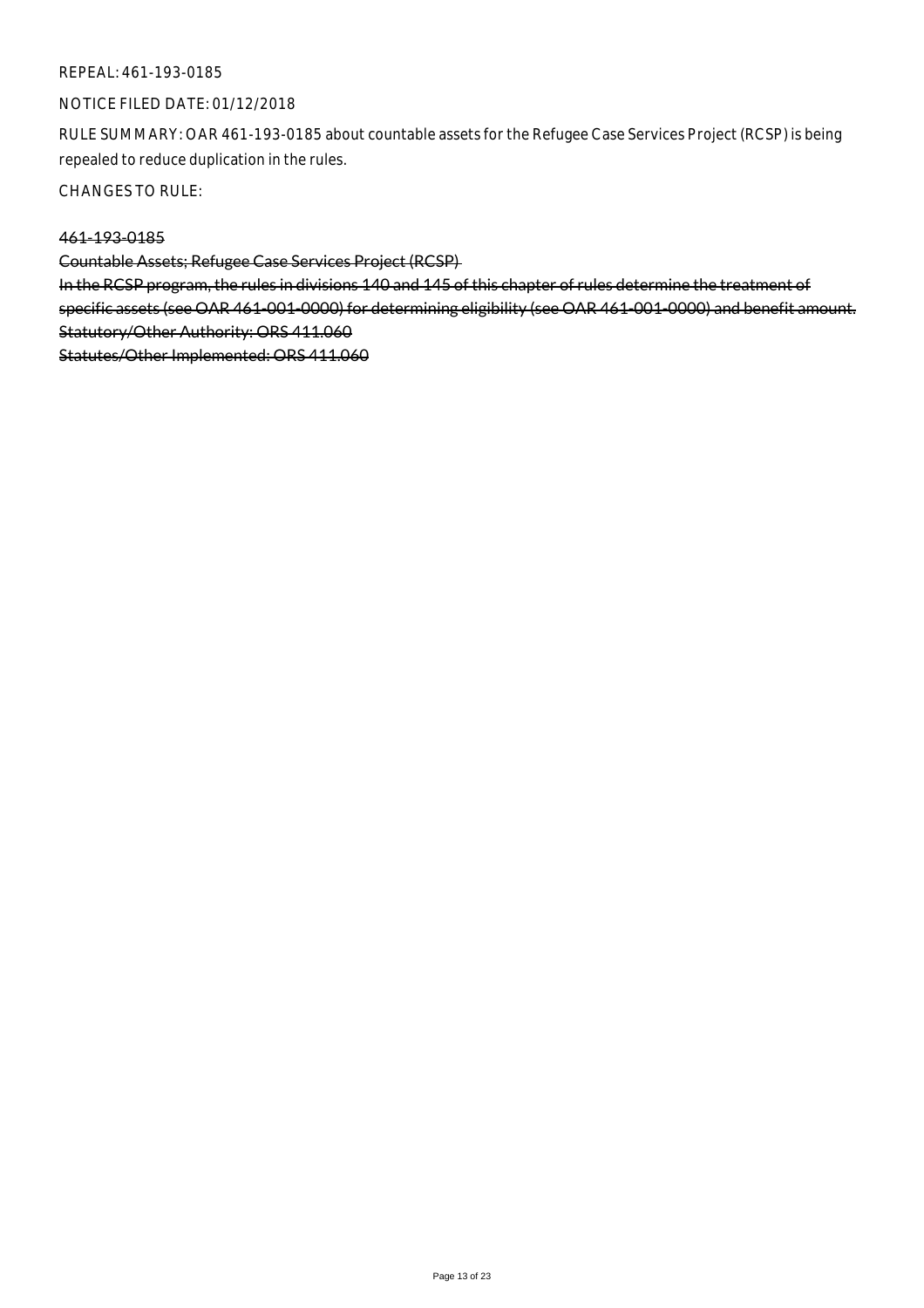REPEAL: 461-193-0185

NOTICE FILED DATE: 01/12/2018

RULE SUMMARY: OAR 461-193-0185 about countable assets for the Refugee Case Services Project (RCSP) is being repealed to reduce duplication in the rules.

CHANGES TO RULE:

~~461-193-0185~~

~~Countable Assets; Refugee Case Services Project (RCSP)~~

~~In the RCSP program, the rules in divisions 140 and 145 of this chapter of rules determine the treatment of specific assets (see OAR 461-001-0000) for determining eligibility (see OAR 461-001-0000) and benefit amount.~~

~~Statutory/Other Authority: ORS 411.060~~

~~Statutes/Other Implemented: ORS 411.060~~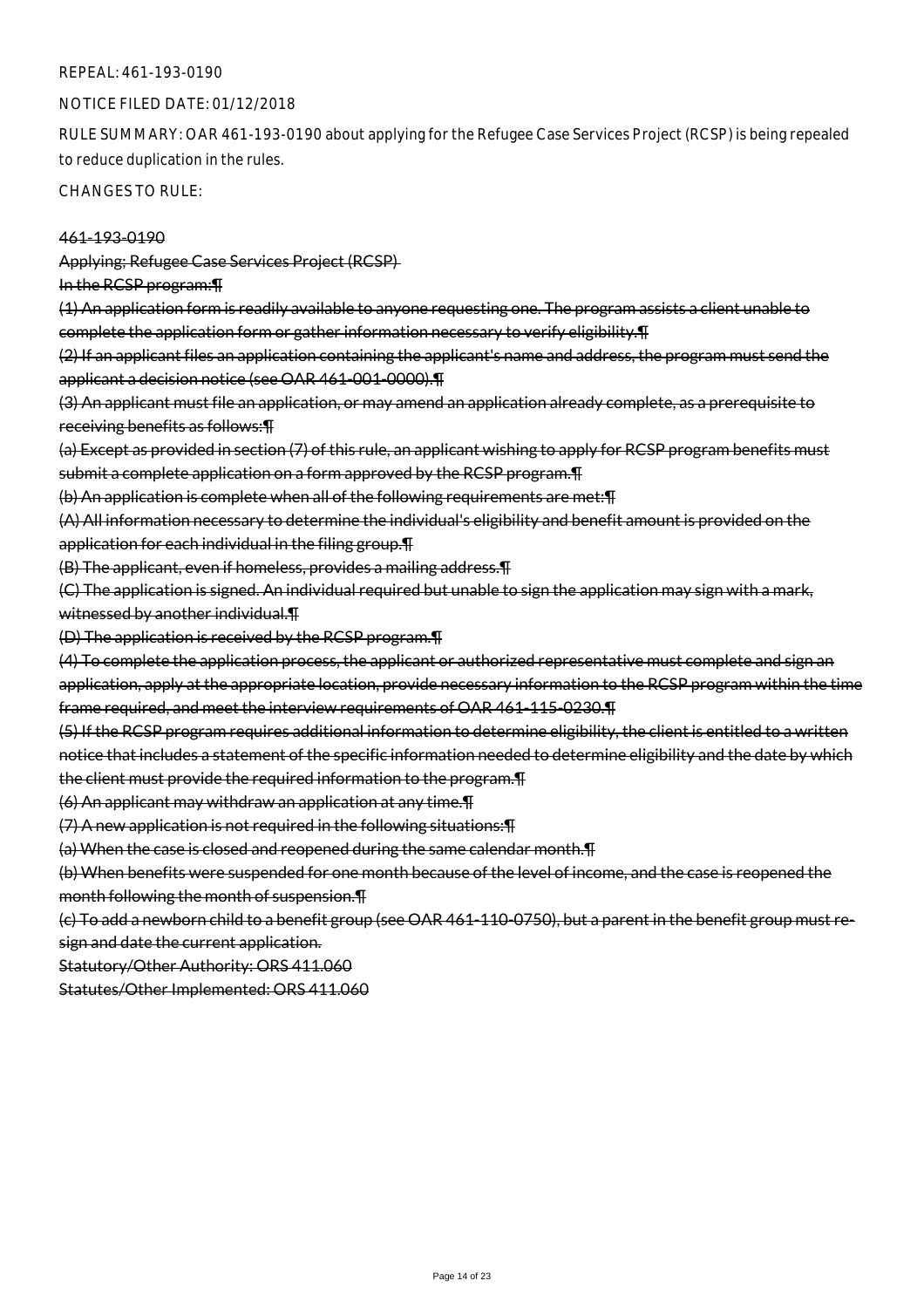REPEAL: 461-193-0190

NOTICE FILED DATE: 01/12/2018

RULE SUMMARY: OAR 461-193-0190 about applying for the Refugee Case Services Project (RCSP) is being repealed to reduce duplication in the rules.

CHANGES TO RULE:

~~461-193-0190~~

~~Applying; Refugee Case Services Project (RCSP)~~

~~In the RCSP program:¶~~

~~(1) An application form is readily available to anyone requesting one. The program assists a client unable to complete the application form or gather information necessary to verify eligibility.¶~~

~~(2) If an applicant files an application containing the applicant's name and address, the program must send the applicant a decision notice (see OAR 461-001-0000).¶~~

~~(3) An applicant must file an application, or may amend an application already complete, as a prerequisite to receiving benefits as follows:¶~~

~~(a) Except as provided in section (7) of this rule, an applicant wishing to apply for RCSP program benefits must submit a complete application on a form approved by the RCSP program.¶~~

~~(b) An application is complete when all of the following requirements are met:¶~~

~~(A) All information necessary to determine the individual's eligibility and benefit amount is provided on the application for each individual in the filing group.¶~~

~~(B) The applicant, even if homeless, provides a mailing address.¶~~

~~(C) The application is signed. An individual required but unable to sign the application may sign with a mark, witnessed by another individual.¶~~

~~(D) The application is received by the RCSP program.¶~~

~~(4) To complete the application process, the applicant or authorized representative must complete and sign an application, apply at the appropriate location, provide necessary information to the RCSP program within the time frame required, and meet the interview requirements of OAR 461-115-0230.¶~~

~~(5) If the RCSP program requires additional information to determine eligibility, the client is entitled to a written notice that includes a statement of the specific information needed to determine eligibility and the date by which the client must provide the required information to the program.¶~~

~~(6) An applicant may withdraw an application at any time.¶~~

~~(7) A new application is not required in the following situations:¶~~

~~(a) When the case is closed and reopened during the same calendar month.¶~~

~~(b) When benefits were suspended for one month because of the level of income, and the case is reopened the month following the month of suspension.¶~~

~~(c) To add a newborn child to a benefit group (see OAR 461-110-0750), but a parent in the benefit group must re-sign and date the current application.~~

~~Statutory/Other Authority: ORS 411.060~~

~~Statutes/Other Implemented: ORS 411.060~~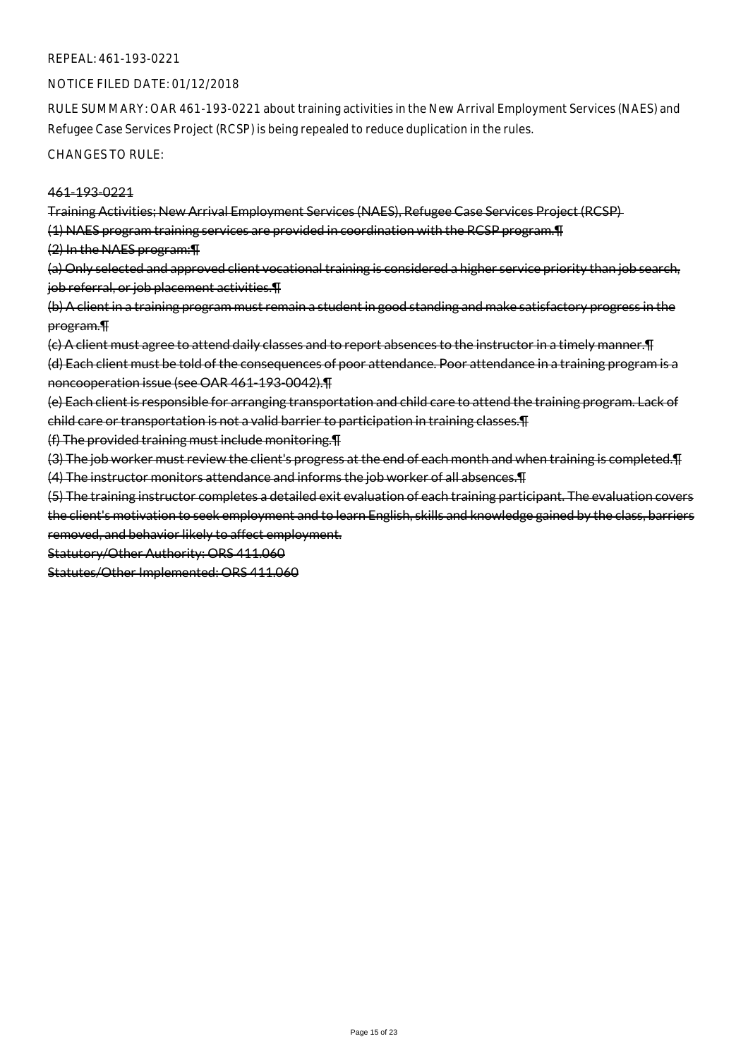REPEAL: 461-193-0221

NOTICE FILED DATE: 01/12/2018

RULE SUMMARY: OAR 461-193-0221 about training activities in the New Arrival Employment Services (NAES) and Refugee Case Services Project (RCSP) is being repealed to reduce duplication in the rules.

CHANGES TO RULE:

~~461-193-0221~~

~~Training Activities; New Arrival Employment Services (NAES), Refugee Case Services Project (RCSP)~~

~~(1) NAES program training services are provided in coordination with the RCSP program.¶~~

~~(2) In the NAES program:¶~~

~~(a) Only selected and approved client vocational training is considered a higher service priority than job search, job referral, or job placement activities.¶~~

~~(b) A client in a training program must remain a student in good standing and make satisfactory progress in the program.¶~~

~~(c) A client must agree to attend daily classes and to report absences to the instructor in a timely manner.¶~~

~~(d) Each client must be told of the consequences of poor attendance. Poor attendance in a training program is a noncooperation issue (see OAR 461-193-0042).¶~~

~~(e) Each client is responsible for arranging transportation and child care to attend the training program. Lack of child care or transportation is not a valid barrier to participation in training classes.¶~~

~~(f) The provided training must include monitoring.¶~~

~~(3) The job worker must review the client's progress at the end of each month and when training is completed.¶~~

~~(4) The instructor monitors attendance and informs the job worker of all absences.¶~~

~~(5) The training instructor completes a detailed exit evaluation of each training participant. The evaluation covers the client's motivation to seek employment and to learn English, skills and knowledge gained by the class, barriers removed, and behavior likely to affect employment.~~

~~Statutory/Other Authority: ORS 411.060~~

~~Statutes/Other Implemented: ORS 411.060~~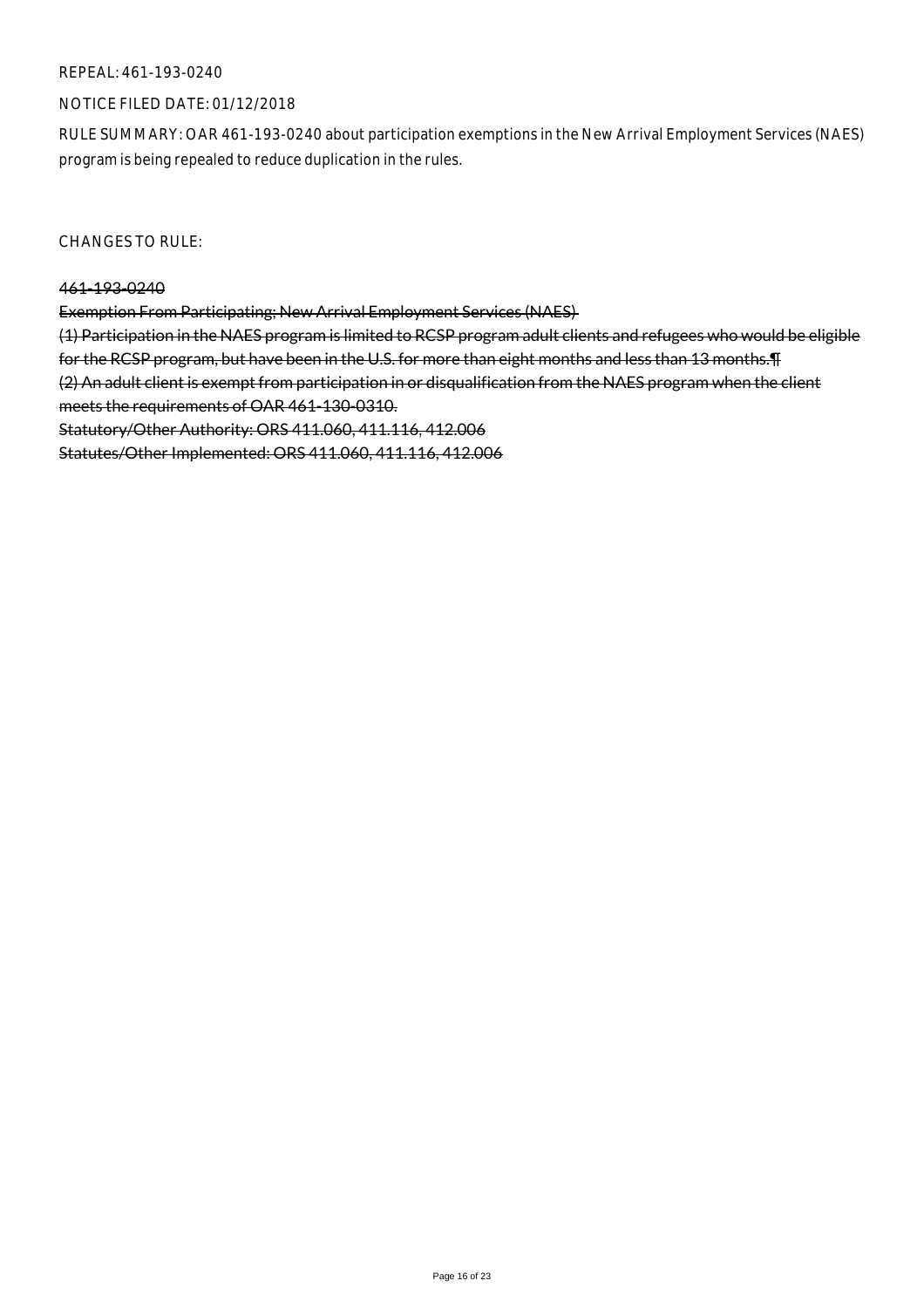REPEAL: 461-193-0240

NOTICE FILED DATE: 01/12/2018

RULE SUMMARY: OAR 461-193-0240 about participation exemptions in the New Arrival Employment Services (NAES) program is being repealed to reduce duplication in the rules.

CHANGES TO RULE:

~~461-193-0240~~

~~Exemption From Participating; New Arrival Employment Services (NAES)~~

~~(1) Participation in the NAES program is limited to RCSP program adult clients and refugees who would be eligible for the RCSP program, but have been in the U.S. for more than eight months and less than 13 months.¶~~

~~(2) An adult client is exempt from participation in or disqualification from the NAES program when the client meets the requirements of OAR 461-130-0310.~~

~~Statutory/Other Authority: ORS 411.060, 411.116, 412.006~~

~~Statutes/Other Implemented: ORS 411.060, 411.116, 412.006~~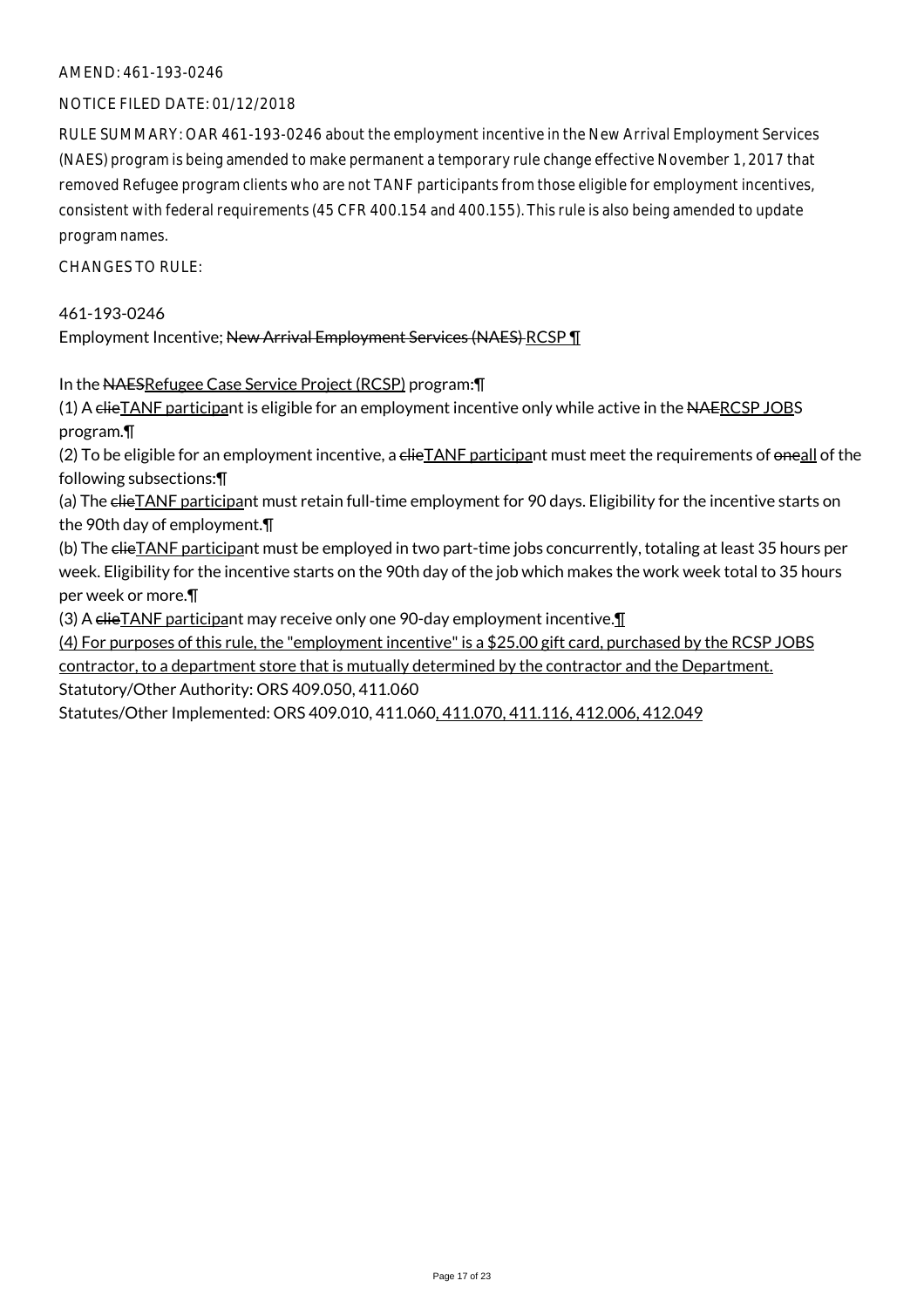AMEND: 461-193-0246

NOTICE FILED DATE: 01/12/2018

RULE SUMMARY: OAR 461-193-0246 about the employment incentive in the New Arrival Employment Services (NAES) program is being amended to make permanent a temporary rule change effective November 1, 2017 that removed Refugee program clients who are not TANF participants from those eligible for employment incentives, consistent with federal requirements (45 CFR 400.154 and 400.155). This rule is also being amended to update program names.

CHANGES TO RULE:

461-193-0246
Employment Incentive; ~~New Arrival Employment Services (NAES)~~ RCSP ¶

In the ~~NAES~~Refugee Case Service Project (RCSP) program:¶
(1) A ~~clie~~TANF participant is eligible for an employment incentive only while active in the ~~NAE~~RCSP JOBS program.¶
(2) To be eligible for an employment incentive, a ~~clie~~TANF participant must meet the requirements of ~~one~~all of the following subsections:¶
(a) The ~~clie~~TANF participant must retain full-time employment for 90 days. Eligibility for the incentive starts on the 90th day of employment.¶
(b) The ~~clie~~TANF participant must be employed in two part-time jobs concurrently, totaling at least 35 hours per week. Eligibility for the incentive starts on the 90th day of the job which makes the work week total to 35 hours per week or more.¶
(3) A ~~clie~~TANF participant may receive only one 90-day employment incentive.¶
(4) For purposes of this rule, the "employment incentive" is a $25.00 gift card, purchased by the RCSP JOBS contractor, to a department store that is mutually determined by the contractor and the Department.
Statutory/Other Authority: ORS 409.050, 411.060
Statutes/Other Implemented: ORS 409.010, 411.060, 411.070, 411.116, 412.006, 412.049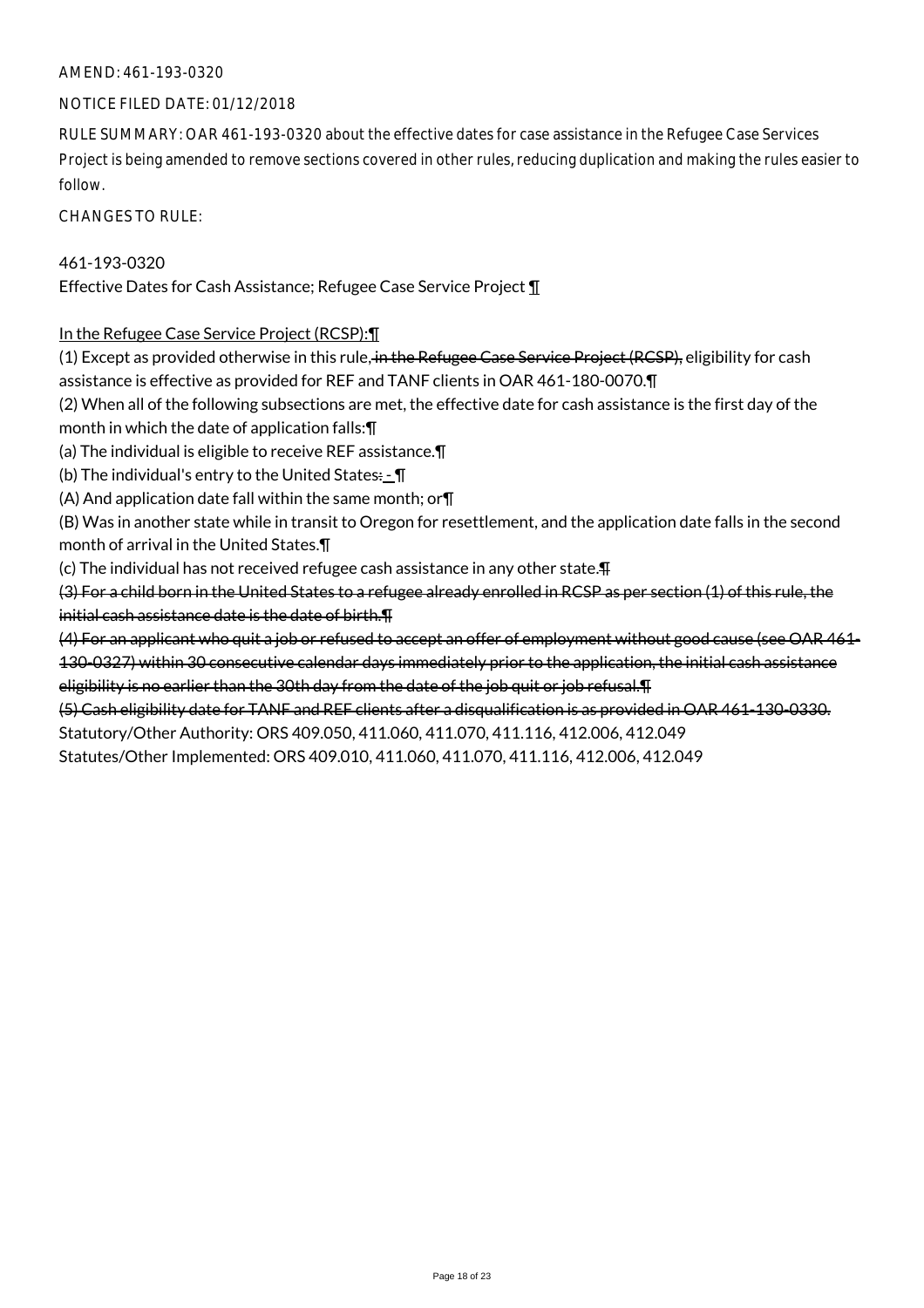AMEND: 461-193-0320

NOTICE FILED DATE: 01/12/2018

RULE SUMMARY: OAR 461-193-0320 about the effective dates for case assistance in the Refugee Case Services Project is being amended to remove sections covered in other rules, reducing duplication and making the rules easier to follow.

CHANGES TO RULE:

461-193-0320
Effective Dates for Cash Assistance; Refugee Case Service Project ¶

<u>In the Refugee Case Service Project (RCSP):</u>¶
(1) Except as provided otherwise in this rule~~, in the Refugee Case Service Project (RCSP),~~ eligibility for cash assistance is effective as provided for REF and TANF clients in OAR 461-180-0070.¶
(2) When all of the following subsections are met, the effective date for cash assistance is the first day of the month in which the date of application falls:¶
(a) The individual is eligible to receive REF assistance.¶
(b) The individual's entry to the United States~~:~~ ~~-~~¶
(A) And application date fall within the same month; or¶
(B) Was in another state while in transit to Oregon for resettlement, and the application date falls in the second month of arrival in the United States.¶
(c) The individual has not received refugee cash assistance in any other state.~~¶~~
~~(3) For a child born in the United States to a refugee already enrolled in RCSP as per section (1) of this rule, the initial cash assistance date is the date of birth.¶~~
~~(4) For an applicant who quit a job or refused to accept an offer of employment without good cause (see OAR 461-130-0327) within 30 consecutive calendar days immediately prior to the application, the initial cash assistance eligibility is no earlier than the 30th day from the date of the job quit or job refusal.¶~~
~~(5) Cash eligibility date for TANF and REF clients after a disqualification is as provided in OAR 461-130-0330.~~
Statutory/Other Authority: ORS 409.050, 411.060, 411.070, 411.116, 412.006, 412.049
Statutes/Other Implemented: ORS 409.010, 411.060, 411.070, 411.116, 412.006, 412.049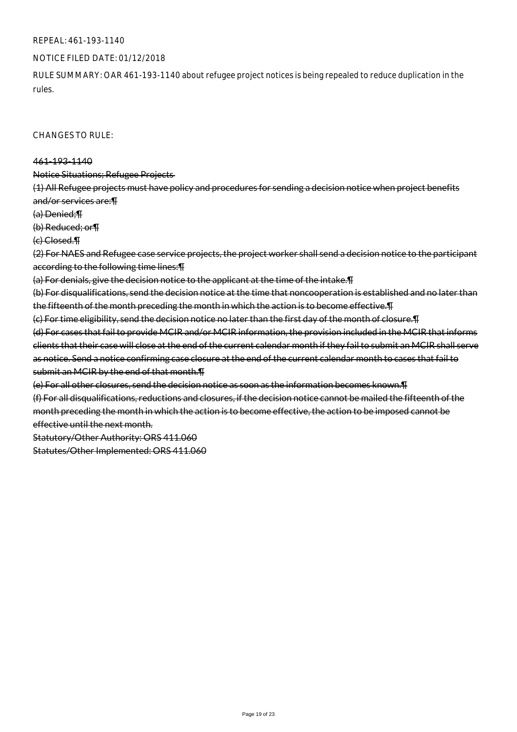REPEAL: 461-193-1140

NOTICE FILED DATE: 01/12/2018

RULE SUMMARY: OAR 461-193-1140 about refugee project notices is being repealed to reduce duplication in the rules.

CHANGES TO RULE:

~~461-193-1140~~

~~Notice Situations; Refugee Projects~~

~~(1) All Refugee projects must have policy and procedures for sending a decision notice when project benefits and/or services are:¶~~

~~(a) Denied;¶~~

~~(b) Reduced; or¶~~

~~(c) Closed.¶~~

~~(2) For NAES and Refugee case service projects, the project worker shall send a decision notice to the participant according to the following time lines:¶~~

~~(a) For denials, give the decision notice to the applicant at the time of the intake.¶~~

~~(b) For disqualifications, send the decision notice at the time that noncooperation is established and no later than the fifteenth of the month preceding the month in which the action is to become effective.¶~~

~~(c) For time eligibility, send the decision notice no later than the first day of the month of closure.¶~~

~~(d) For cases that fail to provide MCIR and/or MCIR information, the provision included in the MCIR that informs clients that their case will close at the end of the current calendar month if they fail to submit an MCIR shall serve as notice. Send a notice confirming case closure at the end of the current calendar month to cases that fail to submit an MCIR by the end of that month.¶~~

~~(e) For all other closures, send the decision notice as soon as the information becomes known.¶~~

~~(f) For all disqualifications, reductions and closures, if the decision notice cannot be mailed the fifteenth of the month preceding the month in which the action is to become effective, the action to be imposed cannot be effective until the next month.~~

~~Statutory/Other Authority: ORS 411.060~~

~~Statutes/Other Implemented: ORS 411.060~~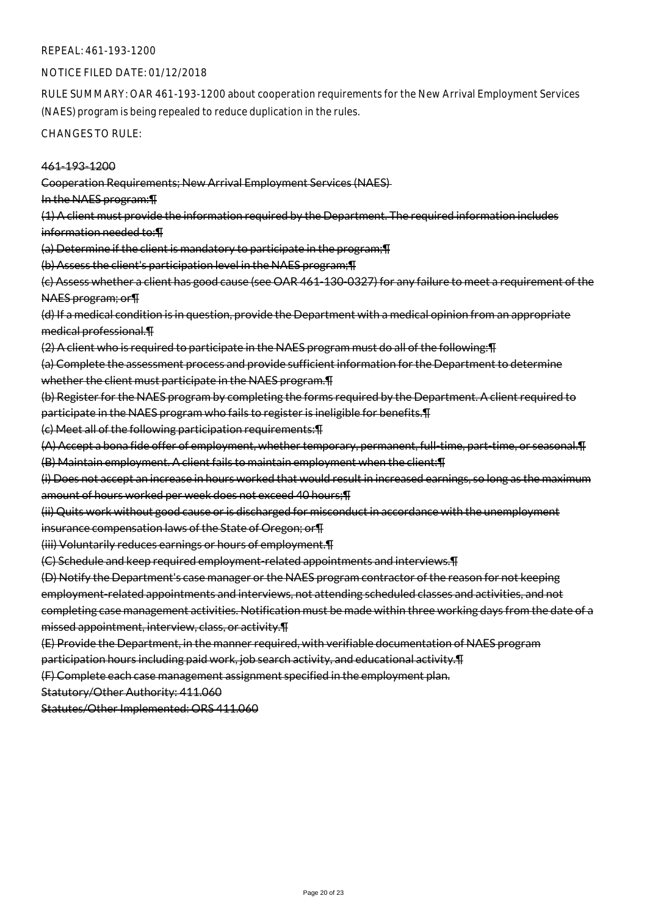REPEAL: 461-193-1200

NOTICE FILED DATE: 01/12/2018

RULE SUMMARY: OAR 461-193-1200 about cooperation requirements for the New Arrival Employment Services (NAES) program is being repealed to reduce duplication in the rules.

CHANGES TO RULE:

~~461-193-1200~~

~~Cooperation Requirements; New Arrival Employment Services (NAES)~~

~~In the NAES program:¶~~

~~(1) A client must provide the information required by the Department. The required information includes information needed to:¶~~

~~(a) Determine if the client is mandatory to participate in the program;¶~~

~~(b) Assess the client's participation level in the NAES program;¶~~

~~(c) Assess whether a client has good cause (see OAR 461-130-0327) for any failure to meet a requirement of the NAES program; or¶~~

~~(d) If a medical condition is in question, provide the Department with a medical opinion from an appropriate medical professional.¶~~

~~(2) A client who is required to participate in the NAES program must do all of the following:¶~~

~~(a) Complete the assessment process and provide sufficient information for the Department to determine whether the client must participate in the NAES program.¶~~

~~(b) Register for the NAES program by completing the forms required by the Department. A client required to participate in the NAES program who fails to register is ineligible for benefits.¶~~

~~(c) Meet all of the following participation requirements:¶~~

~~(A) Accept a bona fide offer of employment, whether temporary, permanent, full-time, part-time, or seasonal.¶~~

~~(B) Maintain employment. A client fails to maintain employment when the client:¶~~

~~(i) Does not accept an increase in hours worked that would result in increased earnings, so long as the maximum amount of hours worked per week does not exceed 40 hours;¶~~

~~(ii) Quits work without good cause or is discharged for misconduct in accordance with the unemployment insurance compensation laws of the State of Oregon; or¶~~

~~(iii) Voluntarily reduces earnings or hours of employment.¶~~

~~(C) Schedule and keep required employment-related appointments and interviews.¶~~

~~(D) Notify the Department's case manager or the NAES program contractor of the reason for not keeping employment-related appointments and interviews, not attending scheduled classes and activities, and not completing case management activities. Notification must be made within three working days from the date of a missed appointment, interview, class, or activity.¶~~

~~(E) Provide the Department, in the manner required, with verifiable documentation of NAES program participation hours including paid work, job search activity, and educational activity.¶~~

~~(F) Complete each case management assignment specified in the employment plan.~~

~~Statutory/Other Authority: 411.060~~

~~Statutes/Other Implemented: ORS 411.060~~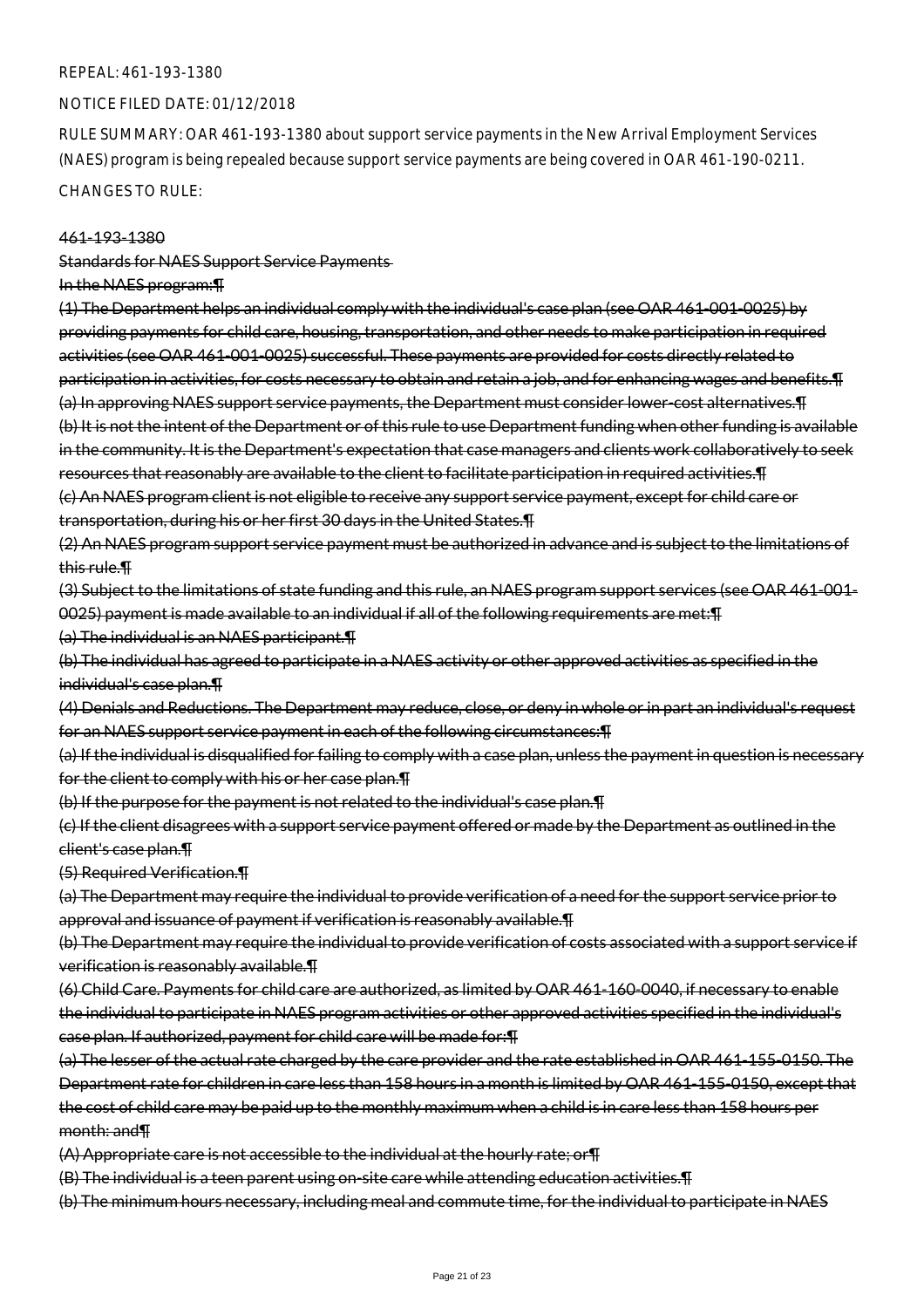REPEAL: 461-193-1380

NOTICE FILED DATE: 01/12/2018

RULE SUMMARY: OAR 461-193-1380 about support service payments in the New Arrival Employment Services (NAES) program is being repealed because support service payments are being covered in OAR 461-190-0211.

CHANGES TO RULE:

~~461-193-1380~~

~~Standards for NAES Support Service Payments~~

~~In the NAES program:¶~~

~~(1) The Department helps an individual comply with the individual's case plan (see OAR 461-001-0025) by providing payments for child care, housing, transportation, and other needs to make participation in required activities (see OAR 461-001-0025) successful. These payments are provided for costs directly related to participation in activities, for costs necessary to obtain and retain a job, and for enhancing wages and benefits.¶~~

~~(a) In approving NAES support service payments, the Department must consider lower-cost alternatives.¶~~

~~(b) It is not the intent of the Department or of this rule to use Department funding when other funding is available in the community. It is the Department's expectation that case managers and clients work collaboratively to seek resources that reasonably are available to the client to facilitate participation in required activities.¶~~

~~(c) An NAES program client is not eligible to receive any support service payment, except for child care or transportation, during his or her first 30 days in the United States.¶~~

~~(2) An NAES program support service payment must be authorized in advance and is subject to the limitations of this rule.¶~~

~~(3) Subject to the limitations of state funding and this rule, an NAES program support services (see OAR 461-001-0025) payment is made available to an individual if all of the following requirements are met:¶~~

~~(a) The individual is an NAES participant.¶~~

~~(b) The individual has agreed to participate in a NAES activity or other approved activities as specified in the individual's case plan.¶~~

~~(4) Denials and Reductions. The Department may reduce, close, or deny in whole or in part an individual's request for an NAES support service payment in each of the following circumstances:¶~~

~~(a) If the individual is disqualified for failing to comply with a case plan, unless the payment in question is necessary for the client to comply with his or her case plan.¶~~

~~(b) If the purpose for the payment is not related to the individual's case plan.¶~~

~~(c) If the client disagrees with a support service payment offered or made by the Department as outlined in the client's case plan.¶~~

~~(5) Required Verification.¶~~

~~(a) The Department may require the individual to provide verification of a need for the support service prior to approval and issuance of payment if verification is reasonably available.¶~~

~~(b) The Department may require the individual to provide verification of costs associated with a support service if verification is reasonably available.¶~~

~~(6) Child Care. Payments for child care are authorized, as limited by OAR 461-160-0040, if necessary to enable the individual to participate in NAES program activities or other approved activities specified in the individual's case plan. If authorized, payment for child care will be made for:¶~~

~~(a) The lesser of the actual rate charged by the care provider and the rate established in OAR 461-155-0150. The Department rate for children in care less than 158 hours in a month is limited by OAR 461-155-0150, except that the cost of child care may be paid up to the monthly maximum when a child is in care less than 158 hours per month: and¶~~

~~(A) Appropriate care is not accessible to the individual at the hourly rate; or¶~~

~~(B) The individual is a teen parent using on-site care while attending education activities.¶~~

~~(b) The minimum hours necessary, including meal and commute time, for the individual to participate in NAES~~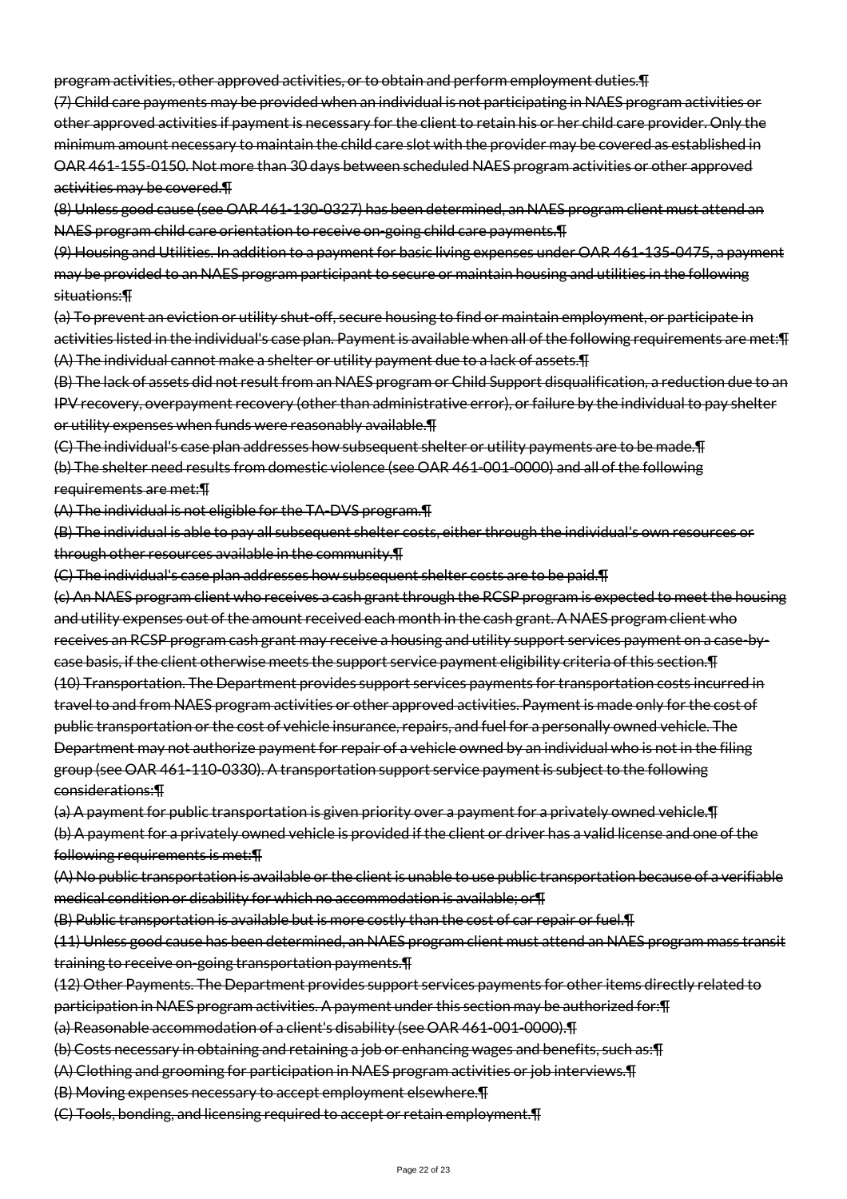~~program activities, other approved activities, or to obtain and perform employment duties.¶~~

~~(7) Child care payments may be provided when an individual is not participating in NAES program activities or other approved activities if payment is necessary for the client to retain his or her child care provider. Only the minimum amount necessary to maintain the child care slot with the provider may be covered as established in OAR 461-155-0150. Not more than 30 days between scheduled NAES program activities or other approved activities may be covered.¶~~

~~(8) Unless good cause (see OAR 461-130-0327) has been determined, an NAES program client must attend an NAES program child care orientation to receive on-going child care payments.¶~~

~~(9) Housing and Utilities. In addition to a payment for basic living expenses under OAR 461-135-0475, a payment may be provided to an NAES program participant to secure or maintain housing and utilities in the following situations:¶~~

~~(a) To prevent an eviction or utility shut-off, secure housing to find or maintain employment, or participate in activities listed in the individual's case plan. Payment is available when all of the following requirements are met:¶~~

~~(A) The individual cannot make a shelter or utility payment due to a lack of assets.¶~~

~~(B) The lack of assets did not result from an NAES program or Child Support disqualification, a reduction due to an IPV recovery, overpayment recovery (other than administrative error), or failure by the individual to pay shelter or utility expenses when funds were reasonably available.¶~~

~~(C) The individual's case plan addresses how subsequent shelter or utility payments are to be made.¶~~

~~(b) The shelter need results from domestic violence (see OAR 461-001-0000) and all of the following requirements are met:¶~~

~~(A) The individual is not eligible for the TA-DVS program.¶~~

~~(B) The individual is able to pay all subsequent shelter costs, either through the individual's own resources or through other resources available in the community.¶~~

~~(C) The individual's case plan addresses how subsequent shelter costs are to be paid.¶~~

~~(c) An NAES program client who receives a cash grant through the RCSP program is expected to meet the housing and utility expenses out of the amount received each month in the cash grant. A NAES program client who receives an RCSP program cash grant may receive a housing and utility support services payment on a case-by-case basis, if the client otherwise meets the support service payment eligibility criteria of this section.¶~~

~~(10) Transportation. The Department provides support services payments for transportation costs incurred in travel to and from NAES program activities or other approved activities. Payment is made only for the cost of public transportation or the cost of vehicle insurance, repairs, and fuel for a personally owned vehicle. The Department may not authorize payment for repair of a vehicle owned by an individual who is not in the filing group (see OAR 461-110-0330). A transportation support service payment is subject to the following considerations:¶~~

~~(a) A payment for public transportation is given priority over a payment for a privately owned vehicle.¶~~

~~(b) A payment for a privately owned vehicle is provided if the client or driver has a valid license and one of the following requirements is met:¶~~

~~(A) No public transportation is available or the client is unable to use public transportation because of a verifiable medical condition or disability for which no accommodation is available; or¶~~

~~(B) Public transportation is available but is more costly than the cost of car repair or fuel.¶~~

~~(11) Unless good cause has been determined, an NAES program client must attend an NAES program mass transit training to receive on-going transportation payments.¶~~

~~(12) Other Payments. The Department provides support services payments for other items directly related to participation in NAES program activities. A payment under this section may be authorized for:¶~~

~~(a) Reasonable accommodation of a client's disability (see OAR 461-001-0000).¶~~

~~(b) Costs necessary in obtaining and retaining a job or enhancing wages and benefits, such as:¶~~

~~(A) Clothing and grooming for participation in NAES program activities or job interviews.¶~~

~~(B) Moving expenses necessary to accept employment elsewhere.¶~~

~~(C) Tools, bonding, and licensing required to accept or retain employment.¶~~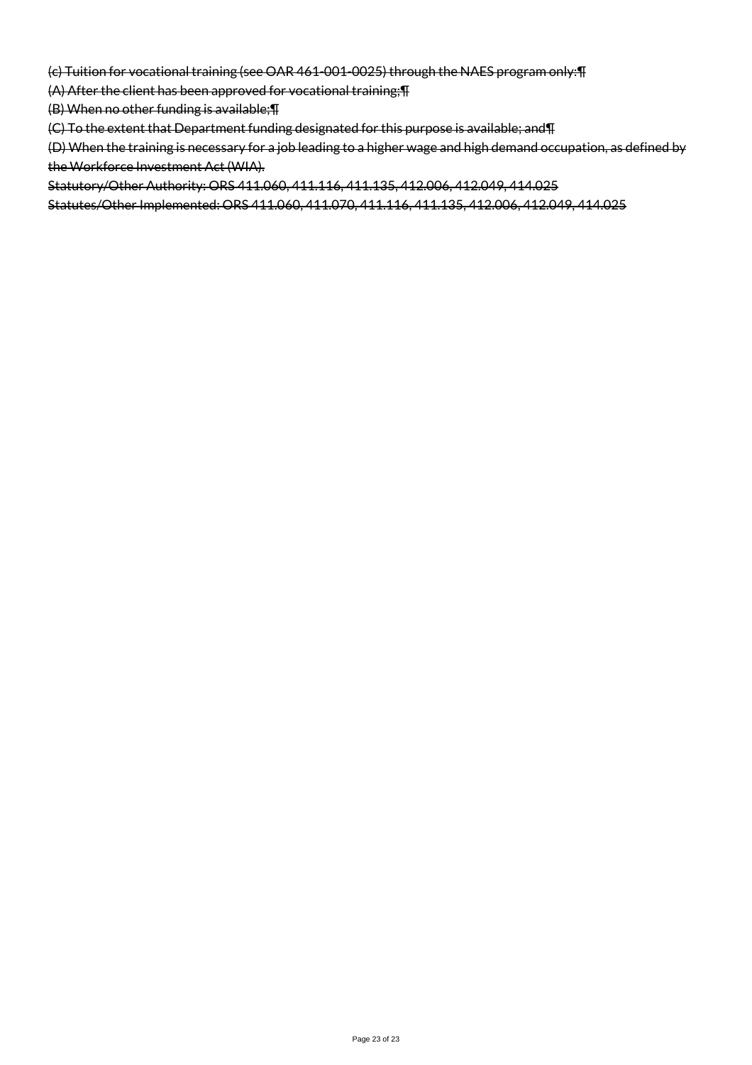~~(c) Tuition for vocational training (see OAR 461-001-0025) through the NAES program only:¶~~

~~(A) After the client has been approved for vocational training;¶~~

~~(B) When no other funding is available;¶~~

~~(C) To the extent that Department funding designated for this purpose is available; and¶~~

~~(D) When the training is necessary for a job leading to a higher wage and high demand occupation, as defined by the Workforce Investment Act (WIA).~~

~~Statutory/Other Authority: ORS 411.060, 411.116, 411.135, 412.006, 412.049, 414.025~~

~~Statutes/Other Implemented: ORS 411.060, 411.070, 411.116, 411.135, 412.006, 412.049, 414.025~~